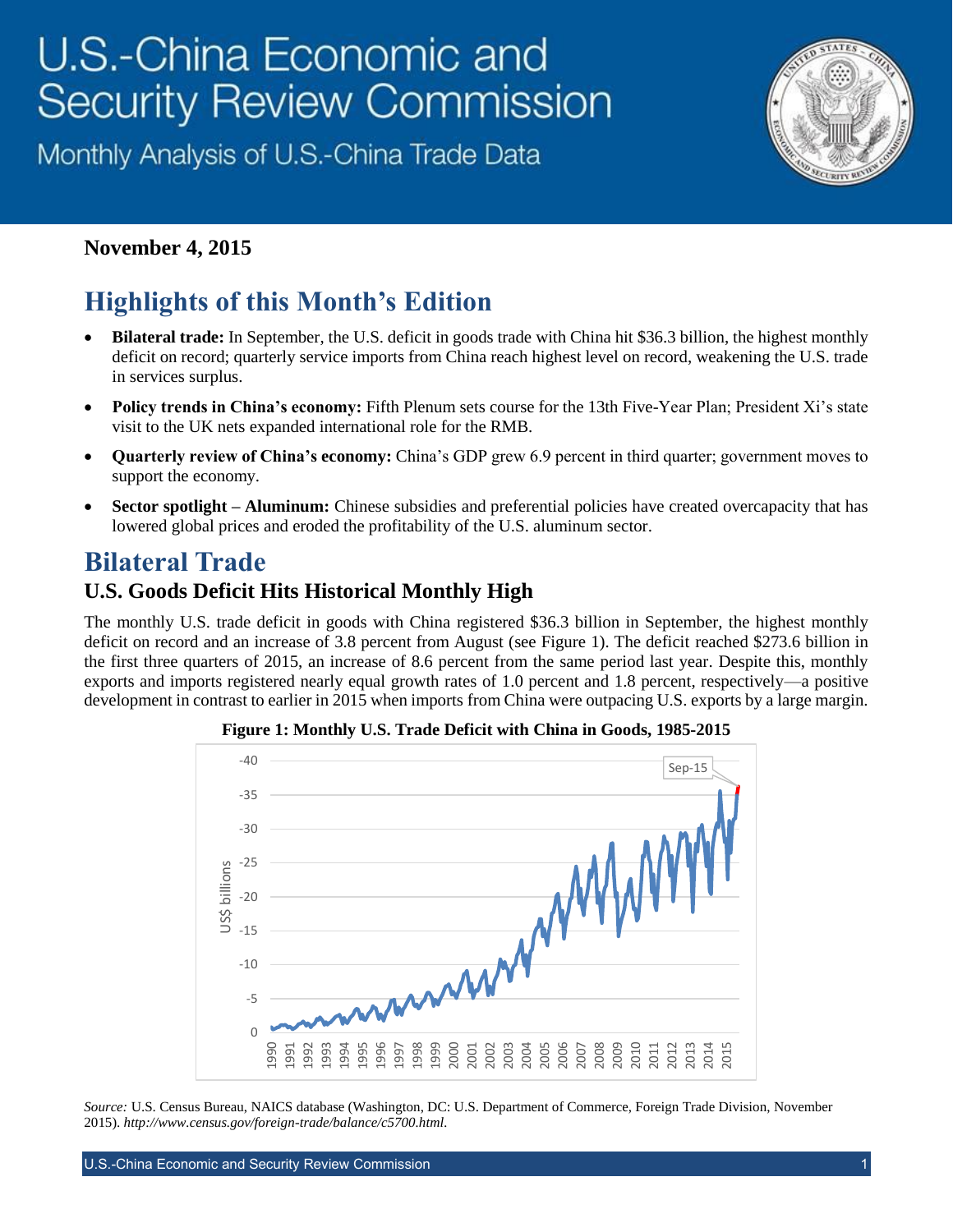# U.S.-China Economic and Security Review Commission

Monthly Analysis of U.S.-China Trade Data

**November 4, 2015**

## Highlights of this Month's Edition

- **Bilateral trade:** In September, the U.S. deficit in goods trade with China hit $36.3 billion, the highest monthly deficit on record; quarterly service imports from China reach highest level on record, weakening the U.S. trade in services surplus.
- **Policy trends in China's economy:** Fifth Plenum sets course for the 13th Five-Year Plan; President Xi's state visit to the UK nets expanded international role for the RMB.
- **Quarterly review of China's economy:** China's GDP grew 6.9 percent in third quarter; government moves to support the economy.
- **Sector spotlight – Aluminum:** Chinese subsidies and preferential policies have created overcapacity that has lowered global prices and eroded the profitability of the U.S. aluminum sector.

## Bilateral Trade

### U.S. Goods Deficit Hits Historical Monthly High

The monthly U.S. trade deficit in goods with China registered $36.3 billion in September, the highest monthly deficit on record and an increase of 3.8 percent from August (see Figure 1). The deficit reached $273.6 billion in the first three quarters of 2015, an increase of 8.6 percent from the same period last year. Despite this, monthly exports and imports registered nearly equal growth rates of 1.0 percent and 1.8 percent, respectively—a positive development in contrast to earlier in 2015 when imports from China were outpacing U.S. exports by a large margin.

**Figure 1: Monthly U.S. Trade Deficit with China in Goods, 1985-2015**

*Source:* U.S. Census Bureau, NAICS database (Washington, DC: U.S. Department of Commerce, Foreign Trade Division, November 2015). *http://www.census.gov/foreign-trade/balance/c5700.html.*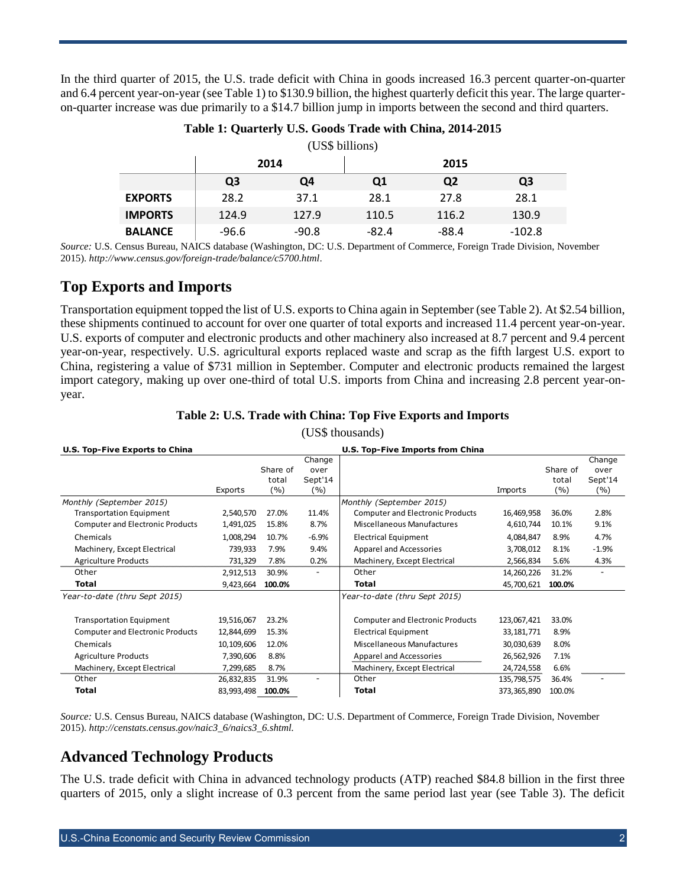In the third quarter of 2015, the U.S. trade deficit with China in goods increased 16.3 percent quarter-on-quarter and 6.4 percent year-on-year (see Table 1) to $130.9 billion, the highest quarterly deficit this year. The large quarter-on-quarter increase was due primarily to a $14.7 billion jump in imports between the second and third quarters.

**Table 1: Quarterly U.S. Goods Trade with China, 2014-2015**

(US$ billions)

| | 2014 | | 2015 | | |
|---|---|---|---|---|---|
| | Q3 | Q4 | Q1 | Q2 | Q3 |
| **EXPORTS** | 28.2 | 37.1 | 28.1 | 27.8 | 28.1 |
| **IMPORTS** | 124.9 | 127.9 | 110.5 | 116.2 | 130.9 |
| **BALANCE** | -96.6 | -90.8 | -82.4 | -88.4 | -102.8 |

*Source:* U.S. Census Bureau, NAICS database (Washington, DC: U.S. Department of Commerce, Foreign Trade Division, November 2015). *http://www.census.gov/foreign-trade/balance/c5700.html*.

## Top Exports and Imports

Transportation equipment topped the list of U.S. exports to China again in September (see Table 2). At $2.54 billion, these shipments continued to account for over one quarter of total exports and increased 11.4 percent year-on-year. U.S. exports of computer and electronic products and other machinery also increased at 8.7 percent and 9.4 percent year-on-year, respectively. U.S. agricultural exports replaced waste and scrap as the fifth largest U.S. export to China, registering a value of $731 million in September. Computer and electronic products remained the largest import category, making up over one-third of total U.S. imports from China and increasing 2.8 percent year-on-year.

**Table 2: U.S. Trade with China: Top Five Exports and Imports**

(US$ thousands)

| **U.S. Top-Five Exports to China** | Exports | Share of total (%) | Change over Sept'14 (%) | **U.S. Top-Five Imports from China** | Imports | Share of total (%) | Change over Sept'14 (%) |
|---|---|---|---|---|---|---|---|
| *Monthly (September 2015)* | | | | *Monthly (September 2015)* | | | |
| Transportation Equipment | 2,540,570 | 27.0% | 11.4% | Computer and Electronic Products | 16,469,958 | 36.0% | 2.8% |
| Computer and Electronic Products | 1,491,025 | 15.8% | 8.7% | Miscellaneous Manufactures | 4,610,744 | 10.1% | 9.1% |
| Chemicals | 1,008,294 | 10.7% | -6.9% | Electrical Equipment | 4,084,847 | 8.9% | 4.7% |
| Machinery, Except Electrical | 739,933 | 7.9% | 9.4% | Apparel and Accessories | 3,708,012 | 8.1% | -1.9% |
| Agriculture Products | 731,329 | 7.8% | 0.2% | Machinery, Except Electrical | 2,566,834 | 5.6% | 4.3% |
| Other | 2,912,513 | 30.9% | - | Other | 14,260,226 | 31.2% | - |
| **Total** | 9,423,664 | **100.0%** | | **Total** | 45,700,621 | **100.0%** | |
| *Year-to-date (thru Sept 2015)* | | | | *Year-to-date (thru Sept 2015)* | | | |
| Transportation Equipment | 19,516,067 | 23.2% | | Computer and Electronic Products | 123,067,421 | 33.0% | |
| Computer and Electronic Products | 12,844,699 | 15.3% | | Electrical Equipment | 33,181,771 | 8.9% | |
| Chemicals | 10,109,606 | 12.0% | | Miscellaneous Manufactures | 30,030,639 | 8.0% | |
| Agriculture Products | 7,390,606 | 8.8% | | Apparel and Accessories | 26,562,926 | 7.1% | |
| Machinery, Except Electrical | 7,299,685 | 8.7% | | Machinery, Except Electrical | 24,724,558 | 6.6% | |
| Other | 26,832,835 | 31.9% | - | Other | 135,798,575 | 36.4% | - |
| **Total** | 83,993,498 | **100.0%** | | **Total** | 373,365,890 | 100.0% | |

*Source:* U.S. Census Bureau, NAICS database (Washington, DC: U.S. Department of Commerce, Foreign Trade Division, November 2015). *http://censtats.census.gov/naic3_6/naics3_6.shtml.*

## Advanced Technology Products

The U.S. trade deficit with China in advanced technology products (ATP) reached $84.8 billion in the first three quarters of 2015, only a slight increase of 0.3 percent from the same period last year (see Table 3). The deficit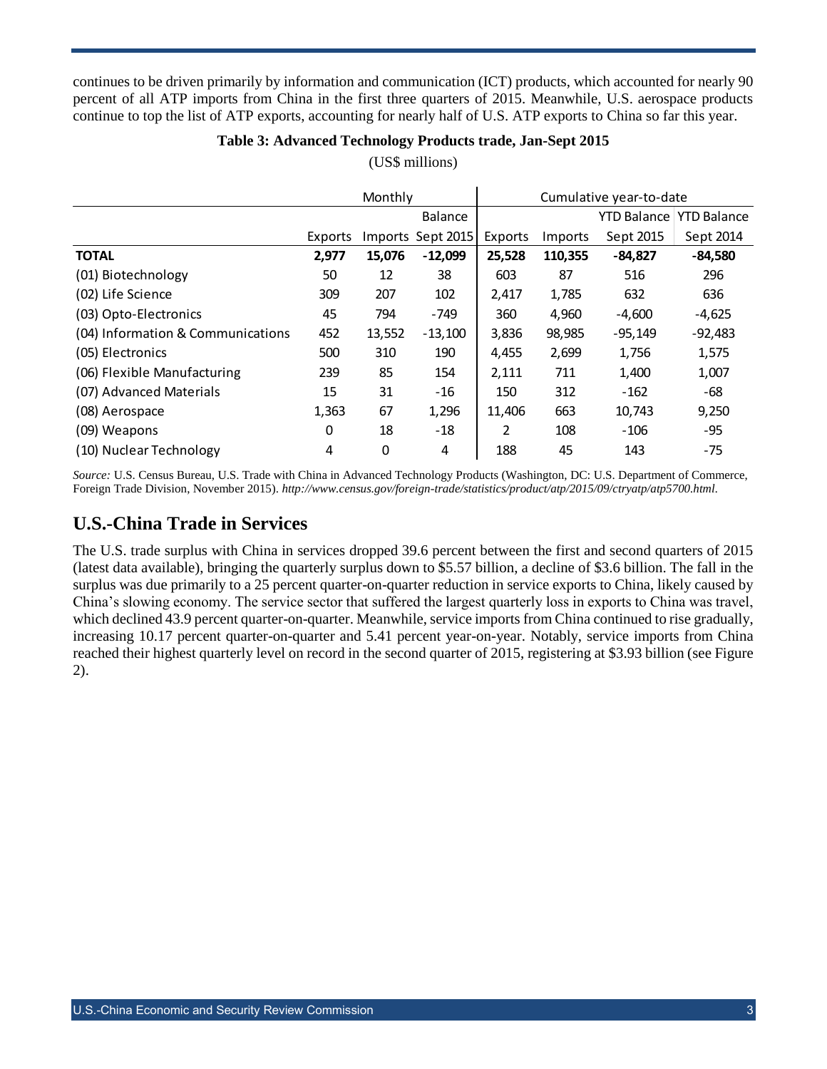continues to be driven primarily by information and communication (ICT) products, which accounted for nearly 90 percent of all ATP imports from China in the first three quarters of 2015. Meanwhile, U.S. aerospace products continue to top the list of ATP exports, accounting for nearly half of U.S. ATP exports to China so far this year.

**Table 3: Advanced Technology Products trade, Jan-Sept 2015**

(US$ millions)

| | Monthly | | | Cumulative year-to-date | | | |
|---|---|---|---|---|---|---|---|
| | Exports | Imports | Balance Sept 2015 | Exports | Imports | YTD Balance Sept 2015 | YTD Balance Sept 2014 |
| **TOTAL** | **2,977** | **15,076** | **-12,099** | **25,528** | **110,355** | **-84,827** | **-84,580** |
| (01) Biotechnology | 50 | 12 | 38 | 603 | 87 | 516 | 296 |
| (02) Life Science | 309 | 207 | 102 | 2,417 | 1,785 | 632 | 636 |
| (03) Opto-Electronics | 45 | 794 | -749 | 360 | 4,960 | -4,600 | -4,625 |
| (04) Information & Communications | 452 | 13,552 | -13,100 | 3,836 | 98,985 | -95,149 | -92,483 |
| (05) Electronics | 500 | 310 | 190 | 4,455 | 2,699 | 1,756 | 1,575 |
| (06) Flexible Manufacturing | 239 | 85 | 154 | 2,111 | 711 | 1,400 | 1,007 |
| (07) Advanced Materials | 15 | 31 | -16 | 150 | 312 | -162 | -68 |
| (08) Aerospace | 1,363 | 67 | 1,296 | 11,406 | 663 | 10,743 | 9,250 |
| (09) Weapons | 0 | 18 | -18 | 2 | 108 | -106 | -95 |
| (10) Nuclear Technology | 4 | 0 | 4 | 188 | 45 | 143 | -75 |

*Source:* U.S. Census Bureau, U.S. Trade with China in Advanced Technology Products (Washington, DC: U.S. Department of Commerce, Foreign Trade Division, November 2015). *http://www.census.gov/foreign-trade/statistics/product/atp/2015/09/ctryatp/atp5700.html.*

## U.S.-China Trade in Services

The U.S. trade surplus with China in services dropped 39.6 percent between the first and second quarters of 2015 (latest data available), bringing the quarterly surplus down to $5.57 billion, a decline of $3.6 billion. The fall in the surplus was due primarily to a 25 percent quarter-on-quarter reduction in service exports to China, likely caused by China's slowing economy. The service sector that suffered the largest quarterly loss in exports to China was travel, which declined 43.9 percent quarter-on-quarter. Meanwhile, service imports from China continued to rise gradually, increasing 10.17 percent quarter-on-quarter and 5.41 percent year-on-year. Notably, service imports from China reached their highest quarterly level on record in the second quarter of 2015, registering at $3.93 billion (see Figure 2).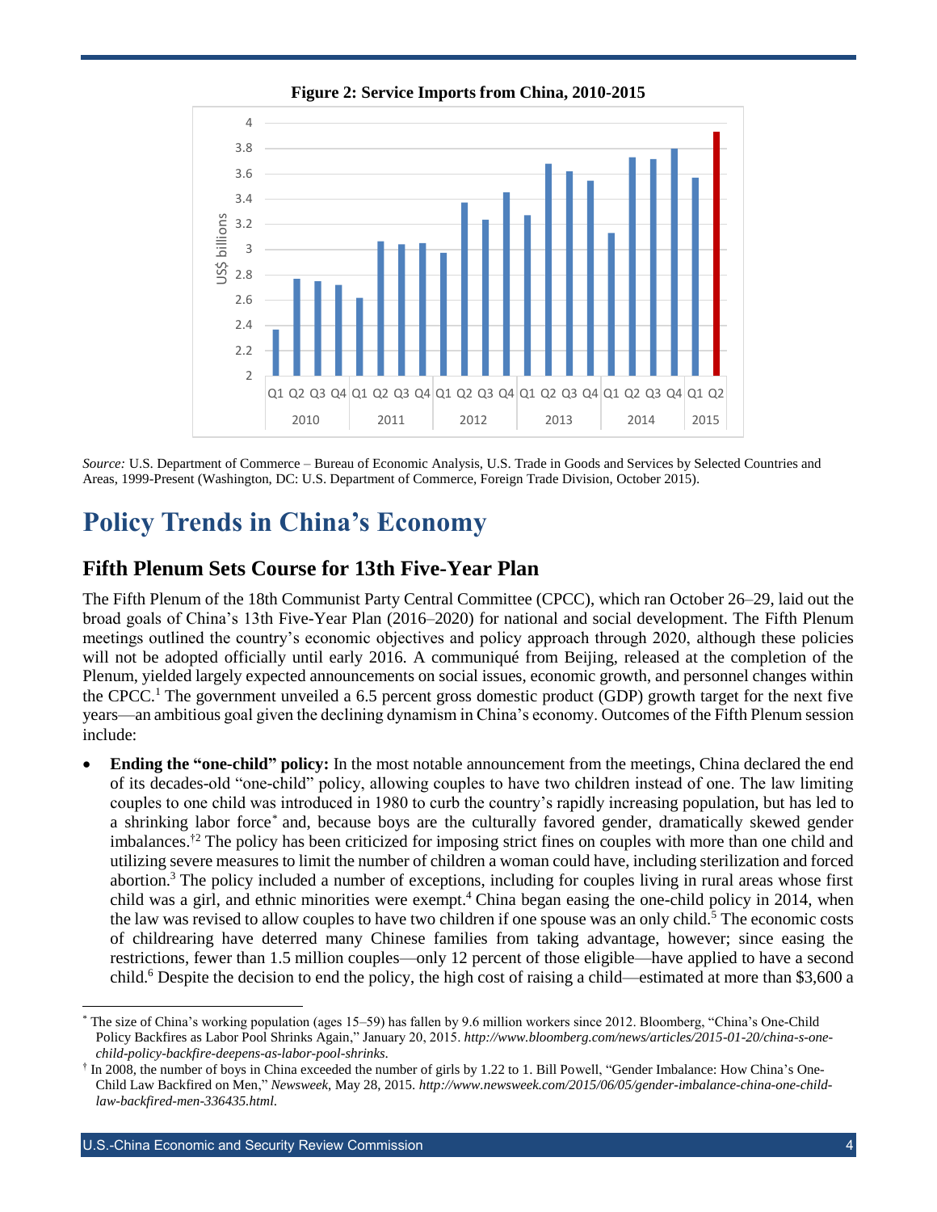**Figure 2: Service Imports from China, 2010-2015**

*Source:* U.S. Department of Commerce – Bureau of Economic Analysis, U.S. Trade in Goods and Services by Selected Countries and Areas, 1999-Present (Washington, DC: U.S. Department of Commerce, Foreign Trade Division, October 2015).

# Policy Trends in China's Economy

## Fifth Plenum Sets Course for 13th Five-Year Plan

The Fifth Plenum of the 18th Communist Party Central Committee (CPCC), which ran October 26–29, laid out the broad goals of China's 13th Five-Year Plan (2016–2020) for national and social development. The Fifth Plenum meetings outlined the country's economic objectives and policy approach through 2020, although these policies will not be adopted officially until early 2016. A communiqué from Beijing, released at the completion of the Plenum, yielded largely expected announcements on social issues, economic growth, and personnel changes within the CPCC.[1] The government unveiled a 6.5 percent gross domestic product (GDP) growth target for the next five years—an ambitious goal given the declining dynamism in China's economy. Outcomes of the Fifth Plenum session include:

- **Ending the "one-child" policy:** In the most notable announcement from the meetings, China declared the end of its decades-old "one-child" policy, allowing couples to have two children instead of one. The law limiting couples to one child was introduced in 1980 to curb the country's rapidly increasing population, but has led to a shrinking labor force[*] and, because boys are the culturally favored gender, dramatically skewed gender imbalances.[†2] The policy has been criticized for imposing strict fines on couples with more than one child and utilizing severe measures to limit the number of children a woman could have, including sterilization and forced abortion.[3] The policy included a number of exceptions, including for couples living in rural areas whose first child was a girl, and ethnic minorities were exempt.[4] China began easing the one-child policy in 2014, when the law was revised to allow couples to have two children if one spouse was an only child.[5] The economic costs of childrearing have deterred many Chinese families from taking advantage, however; since easing the restrictions, fewer than 1.5 million couples—only 12 percent of those eligible—have applied to have a second child.[6] Despite the decision to end the policy, the high cost of raising a child—estimated at more than $3,600 a

[*] The size of China's working population (ages 15–59) has fallen by 9.6 million workers since 2012. Bloomberg, "China's One-Child Policy Backfires as Labor Pool Shrinks Again," January 20, 2015. *http://www.bloomberg.com/news/articles/2015-01-20/china-s-one-child-policy-backfire-deepens-as-labor-pool-shrinks.*

[†] In 2008, the number of boys in China exceeded the number of girls by 1.22 to 1. Bill Powell, "Gender Imbalance: How China's One-Child Law Backfired on Men," *Newsweek*, May 28, 2015. *http://www.newsweek.com/2015/06/05/gender-imbalance-china-one-child-law-backfired-men-336435.html.*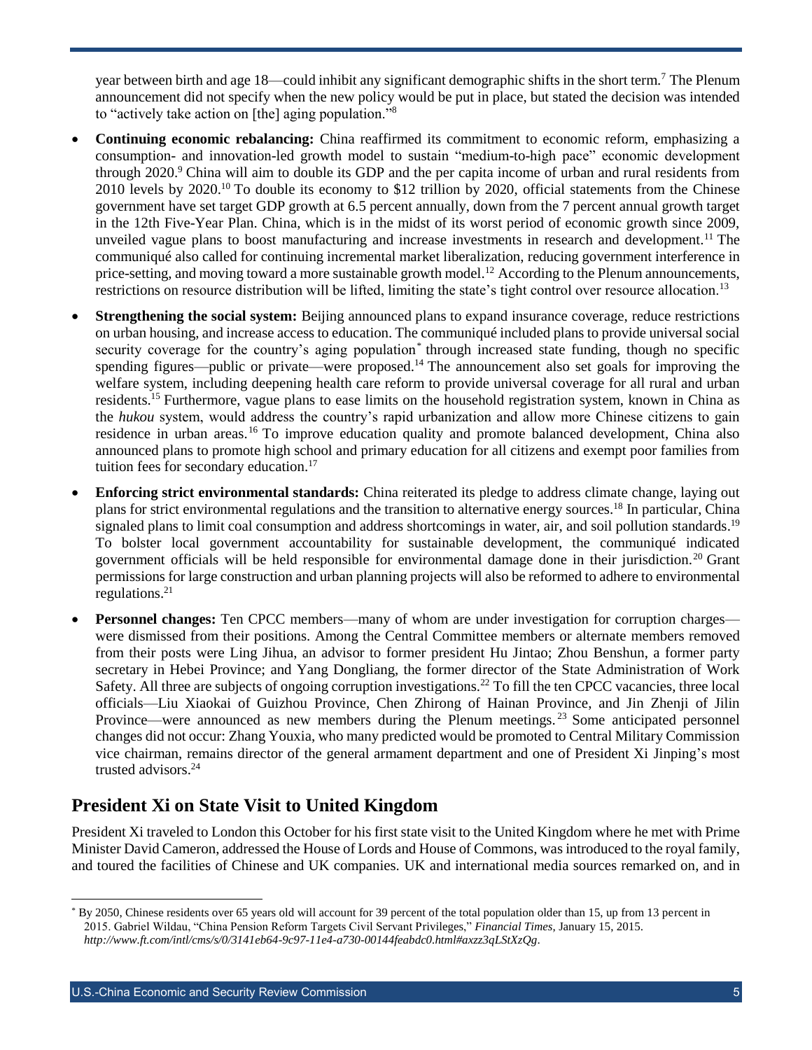year between birth and age 18—could inhibit any significant demographic shifts in the short term.[7] The Plenum announcement did not specify when the new policy would be put in place, but stated the decision was intended to "actively take action on [the] aging population."[8]

- **Continuing economic rebalancing:** China reaffirmed its commitment to economic reform, emphasizing a consumption- and innovation-led growth model to sustain "medium-to-high pace" economic development through 2020.[9] China will aim to double its GDP and the per capita income of urban and rural residents from 2010 levels by 2020.[10] To double its economy to $12 trillion by 2020, official statements from the Chinese government have set target GDP growth at 6.5 percent annually, down from the 7 percent annual growth target in the 12th Five-Year Plan. China, which is in the midst of its worst period of economic growth since 2009, unveiled vague plans to boost manufacturing and increase investments in research and development.[11] The communiqué also called for continuing incremental market liberalization, reducing government interference in price-setting, and moving toward a more sustainable growth model.[12] According to the Plenum announcements, restrictions on resource distribution will be lifted, limiting the state's tight control over resource allocation.[13]
- **Strengthening the social system:** Beijing announced plans to expand insurance coverage, reduce restrictions on urban housing, and increase access to education. The communiqué included plans to provide universal social security coverage for the country's aging population* through increased state funding, though no specific spending figures—public or private—were proposed.[14] The announcement also set goals for improving the welfare system, including deepening health care reform to provide universal coverage for all rural and urban residents.[15] Furthermore, vague plans to ease limits on the household registration system, known in China as the *hukou* system, would address the country's rapid urbanization and allow more Chinese citizens to gain residence in urban areas.[16] To improve education quality and promote balanced development, China also announced plans to promote high school and primary education for all citizens and exempt poor families from tuition fees for secondary education.[17]
- **Enforcing strict environmental standards:** China reiterated its pledge to address climate change, laying out plans for strict environmental regulations and the transition to alternative energy sources.[18] In particular, China signaled plans to limit coal consumption and address shortcomings in water, air, and soil pollution standards.[19] To bolster local government accountability for sustainable development, the communiqué indicated government officials will be held responsible for environmental damage done in their jurisdiction.[20] Grant permissions for large construction and urban planning projects will also be reformed to adhere to environmental regulations.[21]
- **Personnel changes:** Ten CPCC members—many of whom are under investigation for corruption charges—were dismissed from their positions. Among the Central Committee members or alternate members removed from their posts were Ling Jihua, an advisor to former president Hu Jintao; Zhou Benshun, a former party secretary in Hebei Province; and Yang Dongliang, the former director of the State Administration of Work Safety. All three are subjects of ongoing corruption investigations.[22] To fill the ten CPCC vacancies, three local officials—Liu Xiaokai of Guizhou Province, Chen Zhirong of Hainan Province, and Jin Zhenji of Jilin Province—were announced as new members during the Plenum meetings.[23] Some anticipated personnel changes did not occur: Zhang Youxia, who many predicted would be promoted to Central Military Commission vice chairman, remains director of the general armament department and one of President Xi Jinping's most trusted advisors.[24]

## President Xi on State Visit to United Kingdom

President Xi traveled to London this October for his first state visit to the United Kingdom where he met with Prime Minister David Cameron, addressed the House of Lords and House of Commons, was introduced to the royal family, and toured the facilities of Chinese and UK companies. UK and international media sources remarked on, and in

---

* By 2050, Chinese residents over 65 years old will account for 39 percent of the total population older than 15, up from 13 percent in 2015. Gabriel Wildau, "China Pension Reform Targets Civil Servant Privileges," *Financial Times*, January 15, 2015. *http://www.ft.com/intl/cms/s/0/3141eb64-9c97-11e4-a730-00144feabdc0.html#axzz3qLStXzQg*.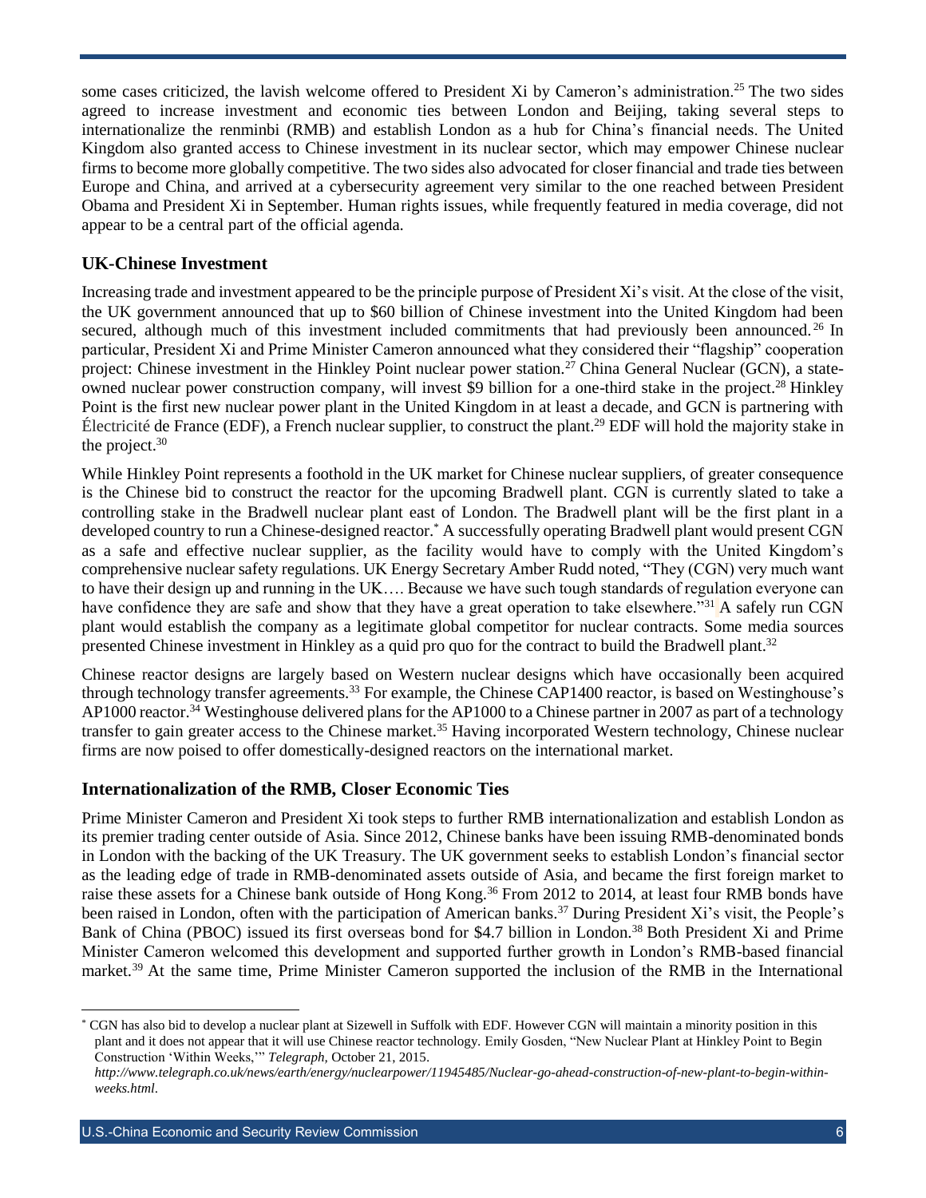some cases criticized, the lavish welcome offered to President Xi by Cameron's administration.[25] The two sides agreed to increase investment and economic ties between London and Beijing, taking several steps to internationalize the renminbi (RMB) and establish London as a hub for China's financial needs. The United Kingdom also granted access to Chinese investment in its nuclear sector, which may empower Chinese nuclear firms to become more globally competitive. The two sides also advocated for closer financial and trade ties between Europe and China, and arrived at a cybersecurity agreement very similar to the one reached between President Obama and President Xi in September. Human rights issues, while frequently featured in media coverage, did not appear to be a central part of the official agenda.

### UK-Chinese Investment

Increasing trade and investment appeared to be the principle purpose of President Xi's visit. At the close of the visit, the UK government announced that up to $60 billion of Chinese investment into the United Kingdom had been secured, although much of this investment included commitments that had previously been announced.[26] In particular, President Xi and Prime Minister Cameron announced what they considered their "flagship" cooperation project: Chinese investment in the Hinkley Point nuclear power station.[27] China General Nuclear (GCN), a state-owned nuclear power construction company, will invest $9 billion for a one-third stake in the project.[28] Hinkley Point is the first new nuclear power plant in the United Kingdom in at least a decade, and GCN is partnering with Électricité de France (EDF), a French nuclear supplier, to construct the plant.[29] EDF will hold the majority stake in the project.[30]

While Hinkley Point represents a foothold in the UK market for Chinese nuclear suppliers, of greater consequence is the Chinese bid to construct the reactor for the upcoming Bradwell plant. CGN is currently slated to take a controlling stake in the Bradwell nuclear plant east of London. The Bradwell plant will be the first plant in a developed country to run a Chinese-designed reactor.* A successfully operating Bradwell plant would present CGN as a safe and effective nuclear supplier, as the facility would have to comply with the United Kingdom's comprehensive nuclear safety regulations. UK Energy Secretary Amber Rudd noted, "They (CGN) very much want to have their design up and running in the UK…. Because we have such tough standards of regulation everyone can have confidence they are safe and show that they have a great operation to take elsewhere."[31] A safely run CGN plant would establish the company as a legitimate global competitor for nuclear contracts. Some media sources presented Chinese investment in Hinkley as a quid pro quo for the contract to build the Bradwell plant.[32]

Chinese reactor designs are largely based on Western nuclear designs which have occasionally been acquired through technology transfer agreements.[33] For example, the Chinese CAP1400 reactor, is based on Westinghouse's AP1000 reactor.[34] Westinghouse delivered plans for the AP1000 to a Chinese partner in 2007 as part of a technology transfer to gain greater access to the Chinese market.[35] Having incorporated Western technology, Chinese nuclear firms are now poised to offer domestically-designed reactors on the international market.

### Internationalization of the RMB, Closer Economic Ties

Prime Minister Cameron and President Xi took steps to further RMB internationalization and establish London as its premier trading center outside of Asia. Since 2012, Chinese banks have been issuing RMB-denominated bonds in London with the backing of the UK Treasury. The UK government seeks to establish London's financial sector as the leading edge of trade in RMB-denominated assets outside of Asia, and became the first foreign market to raise these assets for a Chinese bank outside of Hong Kong.[36] From 2012 to 2014, at least four RMB bonds have been raised in London, often with the participation of American banks.[37] During President Xi's visit, the People's Bank of China (PBOC) issued its first overseas bond for $4.7 billion in London.[38] Both President Xi and Prime Minister Cameron welcomed this development and supported further growth in London's RMB-based financial market.[39] At the same time, Prime Minister Cameron supported the inclusion of the RMB in the International

* CGN has also bid to develop a nuclear plant at Sizewell in Suffolk with EDF. However CGN will maintain a minority position in this plant and it does not appear that it will use Chinese reactor technology. Emily Gosden, "New Nuclear Plant at Hinkley Point to Begin Construction 'Within Weeks,'" *Telegraph*, October 21, 2015. *http://www.telegraph.co.uk/news/earth/energy/nuclearpower/11945485/Nuclear-go-ahead-construction-of-new-plant-to-begin-within-weeks.html*.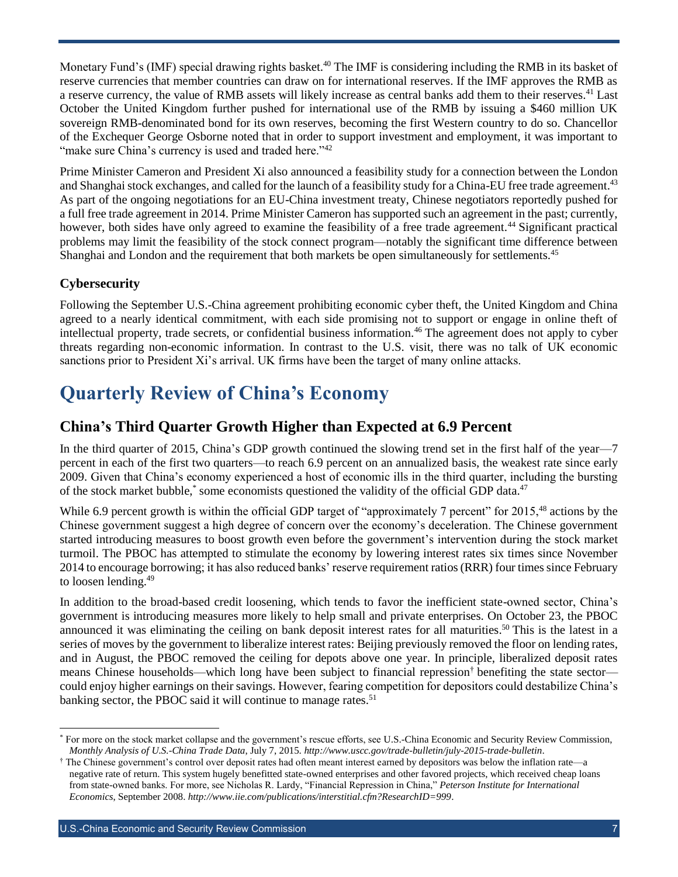Monetary Fund's (IMF) special drawing rights basket.[40] The IMF is considering including the RMB in its basket of reserve currencies that member countries can draw on for international reserves. If the IMF approves the RMB as a reserve currency, the value of RMB assets will likely increase as central banks add them to their reserves.[41] Last October the United Kingdom further pushed for international use of the RMB by issuing a $460 million UK sovereign RMB-denominated bond for its own reserves, becoming the first Western country to do so. Chancellor of the Exchequer George Osborne noted that in order to support investment and employment, it was important to "make sure China's currency is used and traded here."[42]

Prime Minister Cameron and President Xi also announced a feasibility study for a connection between the London and Shanghai stock exchanges, and called for the launch of a feasibility study for a China-EU free trade agreement.[43] As part of the ongoing negotiations for an EU-China investment treaty, Chinese negotiators reportedly pushed for a full free trade agreement in 2014. Prime Minister Cameron has supported such an agreement in the past; currently, however, both sides have only agreed to examine the feasibility of a free trade agreement.[44] Significant practical problems may limit the feasibility of the stock connect program—notably the significant time difference between Shanghai and London and the requirement that both markets be open simultaneously for settlements.[45]

### Cybersecurity

Following the September U.S.-China agreement prohibiting economic cyber theft, the United Kingdom and China agreed to a nearly identical commitment, with each side promising not to support or engage in online theft of intellectual property, trade secrets, or confidential business information.[46] The agreement does not apply to cyber threats regarding non-economic information. In contrast to the U.S. visit, there was no talk of UK economic sanctions prior to President Xi's arrival. UK firms have been the target of many online attacks.

# Quarterly Review of China's Economy

## China's Third Quarter Growth Higher than Expected at 6.9 Percent

In the third quarter of 2015, China's GDP growth continued the slowing trend set in the first half of the year—7 percent in each of the first two quarters—to reach 6.9 percent on an annualized basis, the weakest rate since early 2009. Given that China's economy experienced a host of economic ills in the third quarter, including the bursting of the stock market bubble,* some economists questioned the validity of the official GDP data.[47]

While 6.9 percent growth is within the official GDP target of "approximately 7 percent" for 2015,[48] actions by the Chinese government suggest a high degree of concern over the economy's deceleration. The Chinese government started introducing measures to boost growth even before the government's intervention during the stock market turmoil. The PBOC has attempted to stimulate the economy by lowering interest rates six times since November 2014 to encourage borrowing; it has also reduced banks' reserve requirement ratios (RRR) four times since February to loosen lending.[49]

In addition to the broad-based credit loosening, which tends to favor the inefficient state-owned sector, China's government is introducing measures more likely to help small and private enterprises. On October 23, the PBOC announced it was eliminating the ceiling on bank deposit interest rates for all maturities.[50] This is the latest in a series of moves by the government to liberalize interest rates: Beijing previously removed the floor on lending rates, and in August, the PBOC removed the ceiling for depots above one year. In principle, liberalized deposit rates means Chinese households—which long have been subject to financial repression† benefiting the state sector—could enjoy higher earnings on their savings. However, fearing competition for depositors could destabilize China's banking sector, the PBOC said it will continue to manage rates.[51]

---

* For more on the stock market collapse and the government's rescue efforts, see U.S.-China Economic and Security Review Commission, *Monthly Analysis of U.S.-China Trade Data*, July 7, 2015. *http://www.uscc.gov/trade-bulletin/july-2015-trade-bulletin*.

† The Chinese government's control over deposit rates had often meant interest earned by depositors was below the inflation rate—a negative rate of return. This system hugely benefitted state-owned enterprises and other favored projects, which received cheap loans from state-owned banks. For more, see Nicholas R. Lardy, "Financial Repression in China," *Peterson Institute for International Economics*, September 2008. *http://www.iie.com/publications/interstitial.cfm?ResearchID=999*.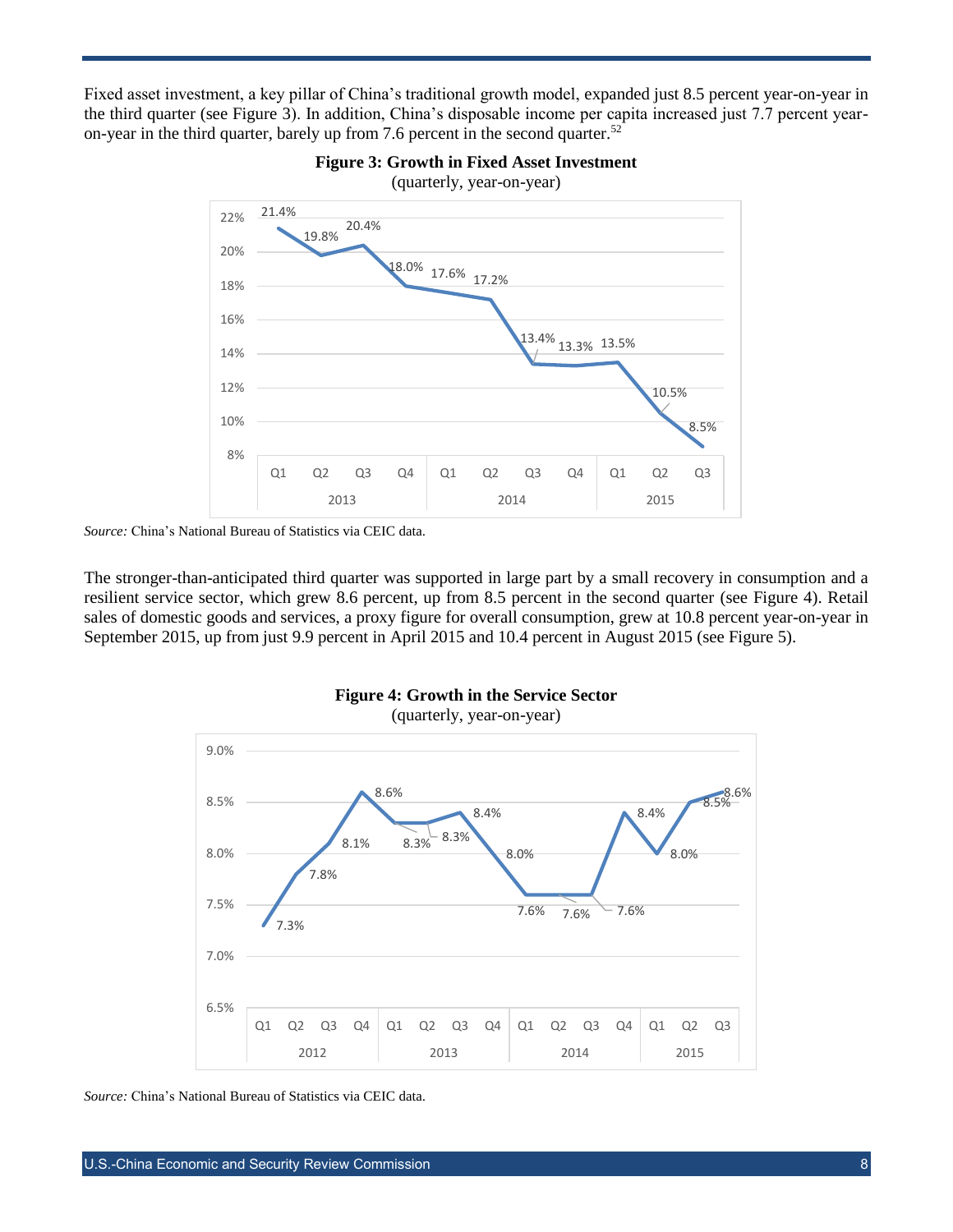Fixed asset investment, a key pillar of China's traditional growth model, expanded just 8.5 percent year-on-year in the third quarter (see Figure 3). In addition, China's disposable income per capita increased just 7.7 percent year-on-year in the third quarter, barely up from 7.6 percent in the second quarter.[52]

**Figure 3: Growth in Fixed Asset Investment**
(quarterly, year-on-year)

| Year | Quarter | Growth |
|---|---|---|
| 2013 | Q1 | 21.4% |
| 2013 | Q2 | 19.8% |
| 2013 | Q3 | 20.4% |
| 2013 | Q4 | 18.0% |
| 2014 | Q1 | 17.6% |
| 2014 | Q2 | 17.2% |
| 2014 | Q3 | 13.4% |
| 2014 | Q4 | 13.3% |
| 2015 | Q1 | 13.5% |
| 2015 | Q2 | 10.5% |
| 2015 | Q3 | 8.5% |

*Source:* China's National Bureau of Statistics via CEIC data.

The stronger-than-anticipated third quarter was supported in large part by a small recovery in consumption and a resilient service sector, which grew 8.6 percent, up from 8.5 percent in the second quarter (see Figure 4). Retail sales of domestic goods and services, a proxy figure for overall consumption, grew at 10.8 percent year-on-year in September 2015, up from just 9.9 percent in April 2015 and 10.4 percent in August 2015 (see Figure 5).

**Figure 4: Growth in the Service Sector**
(quarterly, year-on-year)

| Year | Quarter | Growth |
|---|---|---|
| 2012 | Q1 | 7.3% |
| 2012 | Q2 | 7.8% |
| 2012 | Q3 | 8.1% |
| 2012 | Q4 | 8.6% |
| 2013 | Q1 | 8.3% |
| 2013 | Q2 | 8.3% |
| 2013 | Q3 | 8.4% |
| 2013 | Q4 | 8.0% |
| 2014 | Q1 | 7.6% |
| 2014 | Q2 | 7.6% |
| 2014 | Q3 | 7.6% |
| 2014 | Q4 | 8.4% |
| 2015 | Q1 | 8.0% |
| 2015 | Q2 | 8.5% |
| 2015 | Q3 | 8.6% |

*Source:* China's National Bureau of Statistics via CEIC data.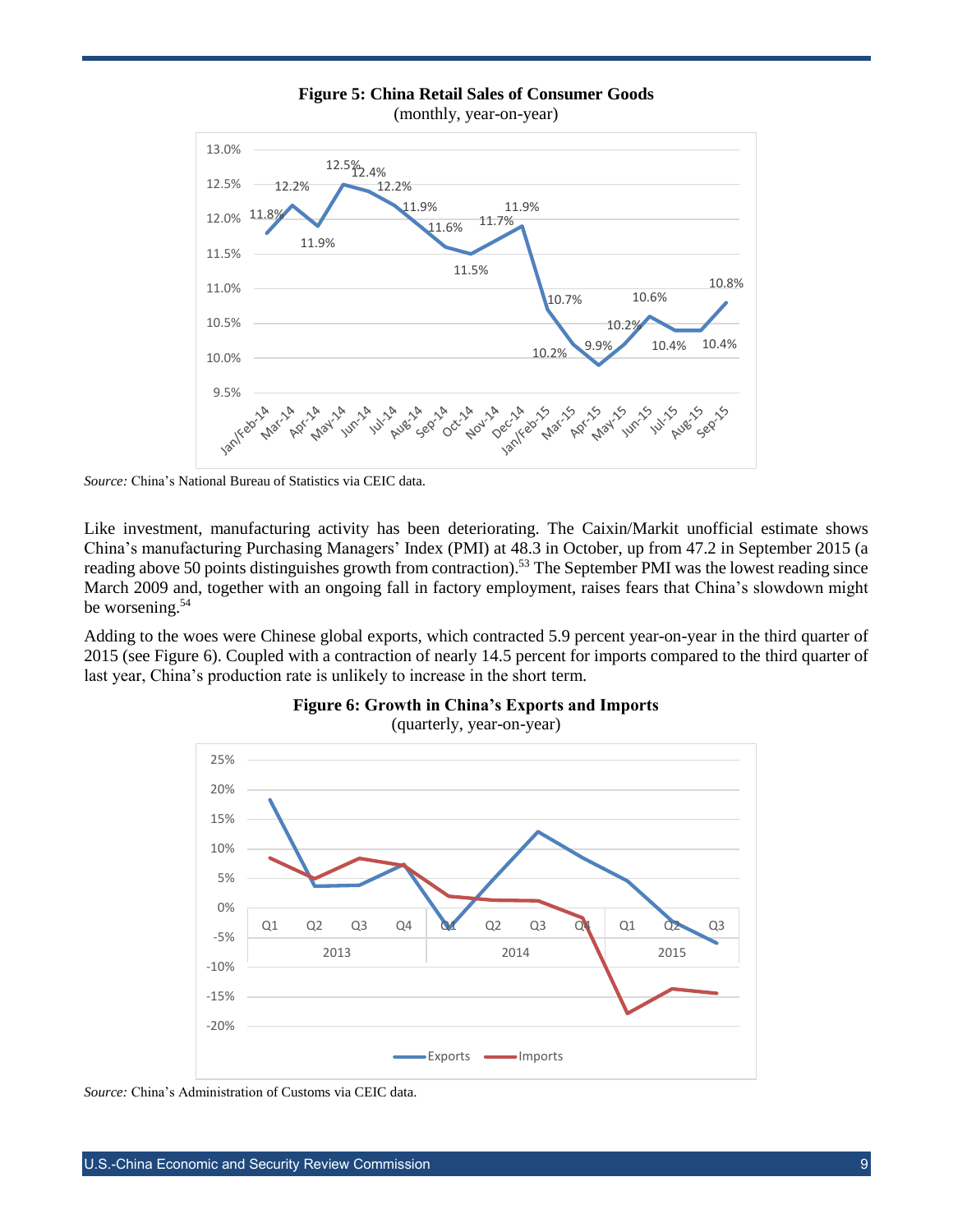**Figure 5: China Retail Sales of Consumer Goods**
(monthly, year-on-year)

*Source:* China's National Bureau of Statistics via CEIC data.

Like investment, manufacturing activity has been deteriorating. The Caixin/Markit unofficial estimate shows China's manufacturing Purchasing Managers' Index (PMI) at 48.3 in October, up from 47.2 in September 2015 (a reading above 50 points distinguishes growth from contraction).[53] The September PMI was the lowest reading since March 2009 and, together with an ongoing fall in factory employment, raises fears that China's slowdown might be worsening.[54]

Adding to the woes were Chinese global exports, which contracted 5.9 percent year-on-year in the third quarter of 2015 (see Figure 6). Coupled with a contraction of nearly 14.5 percent for imports compared to the third quarter of last year, China's production rate is unlikely to increase in the short term.

**Figure 6: Growth in China's Exports and Imports**
(quarterly, year-on-year)

*Source:* China's Administration of Customs via CEIC data.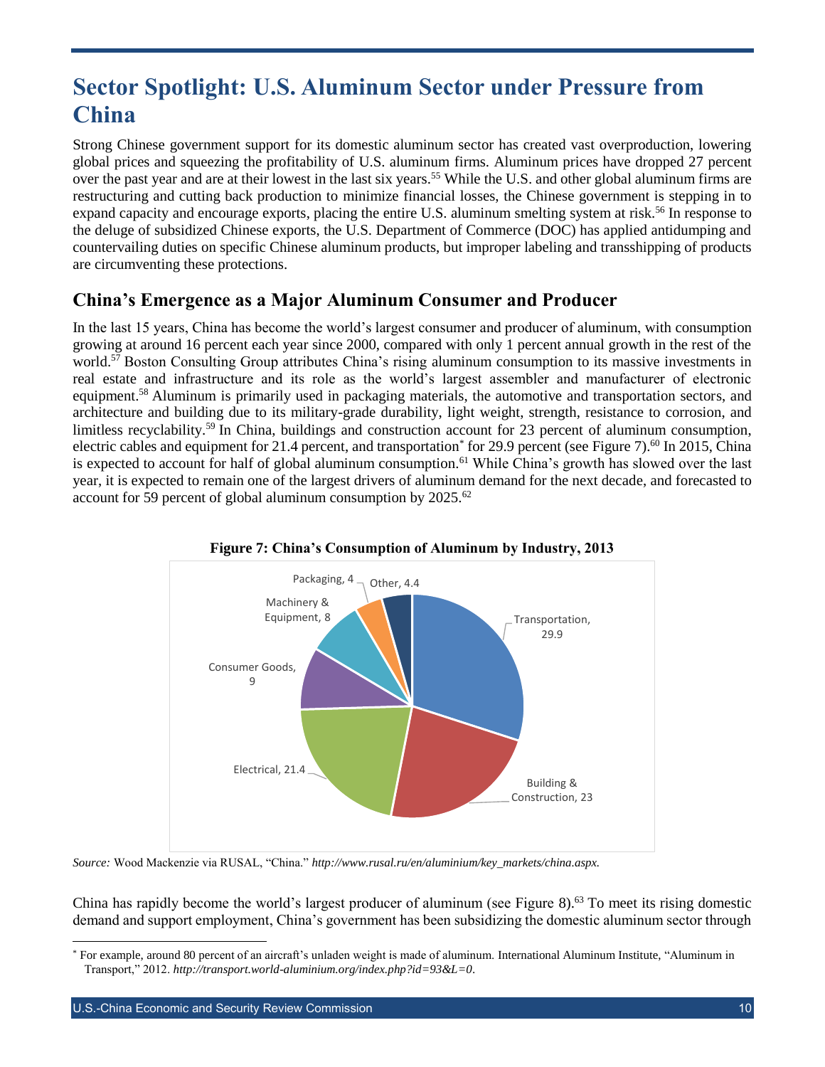# Sector Spotlight: U.S. Aluminum Sector under Pressure from China

Strong Chinese government support for its domestic aluminum sector has created vast overproduction, lowering global prices and squeezing the profitability of U.S. aluminum firms. Aluminum prices have dropped 27 percent over the past year and are at their lowest in the last six years.[55] While the U.S. and other global aluminum firms are restructuring and cutting back production to minimize financial losses, the Chinese government is stepping in to expand capacity and encourage exports, placing the entire U.S. aluminum smelting system at risk.[56] In response to the deluge of subsidized Chinese exports, the U.S. Department of Commerce (DOC) has applied antidumping and countervailing duties on specific Chinese aluminum products, but improper labeling and transshipping of products are circumventing these protections.

## China's Emergence as a Major Aluminum Consumer and Producer

In the last 15 years, China has become the world's largest consumer and producer of aluminum, with consumption growing at around 16 percent each year since 2000, compared with only 1 percent annual growth in the rest of the world.[57] Boston Consulting Group attributes China's rising aluminum consumption to its massive investments in real estate and infrastructure and its role as the world's largest assembler and manufacturer of electronic equipment.[58] Aluminum is primarily used in packaging materials, the automotive and transportation sectors, and architecture and building due to its military-grade durability, light weight, strength, resistance to corrosion, and limitless recyclability.[59] In China, buildings and construction account for 23 percent of aluminum consumption, electric cables and equipment for 21.4 percent, and transportation* for 29.9 percent (see Figure 7).[60] In 2015, China is expected to account for half of global aluminum consumption.[61] While China's growth has slowed over the last year, it is expected to remain one of the largest drivers of aluminum demand for the next decade, and forecasted to account for 59 percent of global aluminum consumption by 2025.[62]

**Figure 7: China's Consumption of Aluminum by Industry, 2013**

| Industry | Share |
|---|---|
| Transportation | 29.9 |
| Building & Construction | 23 |
| Electrical | 21.4 |
| Consumer Goods | 9 |
| Machinery & Equipment | 8 |
| Packaging | 4 |
| Other | 4.4 |

*Source:* Wood Mackenzie via RUSAL, "China." *http://www.rusal.ru/en/aluminium/key_markets/china.aspx.*

China has rapidly become the world's largest producer of aluminum (see Figure 8).[63] To meet its rising domestic demand and support employment, China's government has been subsidizing the domestic aluminum sector through

* For example, around 80 percent of an aircraft's unladen weight is made of aluminum. International Aluminum Institute, "Aluminum in Transport," 2012. *http://transport.world-aluminium.org/index.php?id=93&L=0*.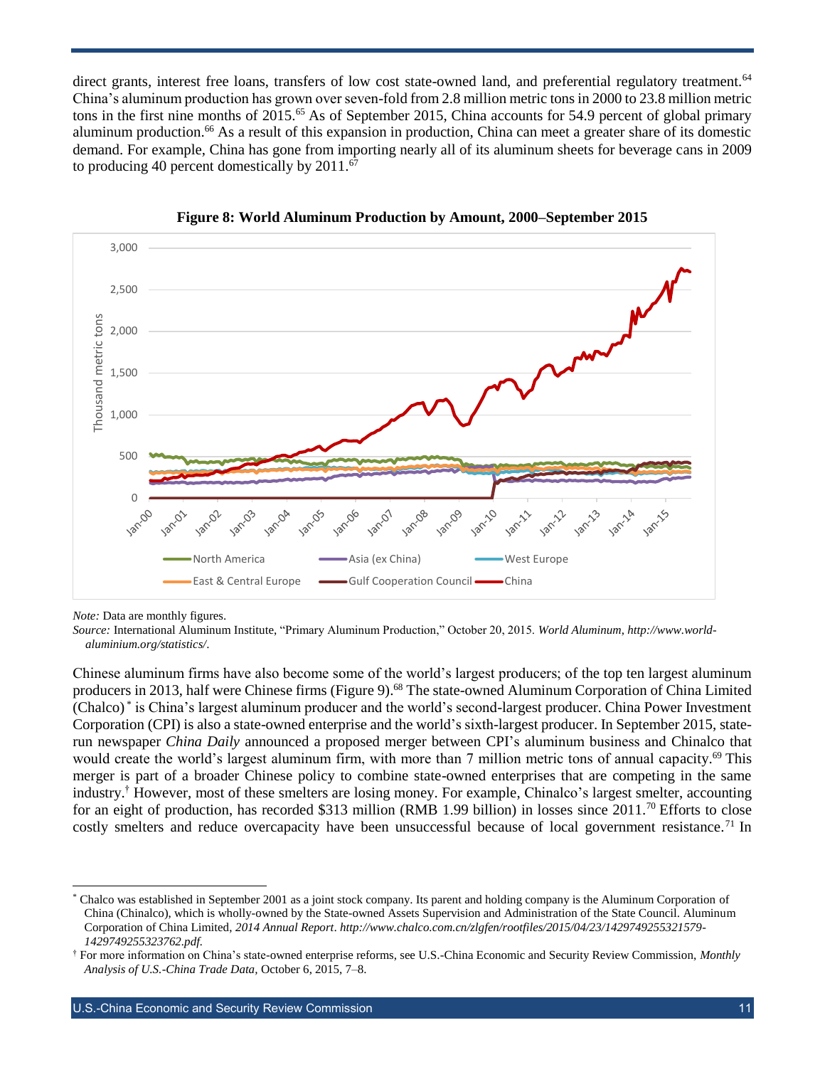direct grants, interest free loans, transfers of low cost state-owned land, and preferential regulatory treatment.[64] China's aluminum production has grown over seven-fold from 2.8 million metric tons in 2000 to 23.8 million metric tons in the first nine months of 2015.[65] As of September 2015, China accounts for 54.9 percent of global primary aluminum production.[66] As a result of this expansion in production, China can meet a greater share of its domestic demand. For example, China has gone from importing nearly all of its aluminum sheets for beverage cans in 2009 to producing 40 percent domestically by 2011.[67]

**Figure 8: World Aluminum Production by Amount, 2000–September 2015**

*Note:* Data are monthly figures.

*Source:* International Aluminum Institute, "Primary Aluminum Production," October 20, 2015. *World Aluminum*, *http://www.world-aluminium.org/statistics/*.

Chinese aluminum firms have also become some of the world's largest producers; of the top ten largest aluminum producers in 2013, half were Chinese firms (Figure 9).[68] The state-owned Aluminum Corporation of China Limited (Chalco)* is China's largest aluminum producer and the world's second-largest producer. China Power Investment Corporation (CPI) is also a state-owned enterprise and the world's sixth-largest producer. In September 2015, state-run newspaper *China Daily* announced a proposed merger between CPI's aluminum business and Chinalco that would create the world's largest aluminum firm, with more than 7 million metric tons of annual capacity.[69] This merger is part of a broader Chinese policy to combine state-owned enterprises that are competing in the same industry.† However, most of these smelters are losing money. For example, Chinalco's largest smelter, accounting for an eight of production, has recorded $313 million (RMB 1.99 billion) in losses since 2011.[70] Efforts to close costly smelters and reduce overcapacity have been unsuccessful because of local government resistance.[71] In

---

\* Chalco was established in September 2001 as a joint stock company. Its parent and holding company is the Aluminum Corporation of China (Chinalco), which is wholly-owned by the State-owned Assets Supervision and Administration of the State Council. Aluminum Corporation of China Limited, *2014 Annual Report*. *http://www.chalco.com.cn/zlgfen/rootfiles/2015/04/23/1429749255321579-1429749255323762.pdf.*

† For more information on China's state-owned enterprise reforms, see U.S.-China Economic and Security Review Commission, *Monthly Analysis of U.S.-China Trade Data*, October 6, 2015, 7–8.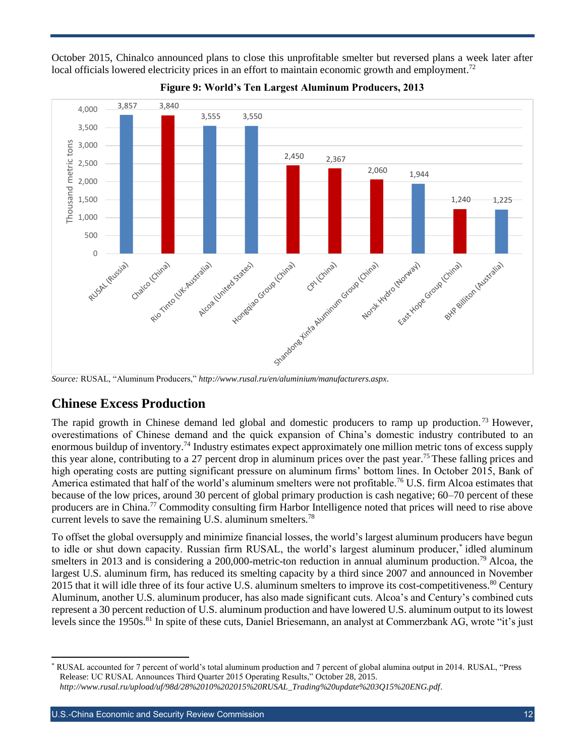October 2015, Chinalco announced plans to close this unprofitable smelter but reversed plans a week later after local officials lowered electricity prices in an effort to maintain economic growth and employment.[72]

**Figure 9: World's Ten Largest Aluminum Producers, 2013**

| Producer | Thousand metric tons |
|---|---|
| RUSAL (Russia) | 3,857 |
| Chalco (China) | 3,840 |
| Rio Tinto (UK-Australia) | 3,555 |
| Alcoa (United States) | 3,550 |
| Hongqiao Group (China) | 2,450 |
| CPI (China) | 2,367 |
| Shandong Xinfa Aluminum Group (China) | 2,060 |
| Norsk Hydro (Norway) | 1,944 |
| East Hope Group (China) | 1,240 |
| BHP Billiton (Australia) | 1,225 |

*Source:* RUSAL, "Aluminum Producers," *http://www.rusal.ru/en/aluminium/manufacturers.aspx*.

## Chinese Excess Production

The rapid growth in Chinese demand led global and domestic producers to ramp up production.[73] However, overestimations of Chinese demand and the quick expansion of China's domestic industry contributed to an enormous buildup of inventory.[74] Industry estimates expect approximately one million metric tons of excess supply this year alone, contributing to a 27 percent drop in aluminum prices over the past year.[75] These falling prices and high operating costs are putting significant pressure on aluminum firms' bottom lines. In October 2015, Bank of America estimated that half of the world's aluminum smelters were not profitable.[76] U.S. firm Alcoa estimates that because of the low prices, around 30 percent of global primary production is cash negative; 60–70 percent of these producers are in China.[77] Commodity consulting firm Harbor Intelligence noted that prices will need to rise above current levels to save the remaining U.S. aluminum smelters.[78]

To offset the global oversupply and minimize financial losses, the world's largest aluminum producers have begun to idle or shut down capacity. Russian firm RUSAL, the world's largest aluminum producer,* idled aluminum smelters in 2013 and is considering a 200,000-metric-ton reduction in annual aluminum production.[79] Alcoa, the largest U.S. aluminum firm, has reduced its smelting capacity by a third since 2007 and announced in November 2015 that it will idle three of its four active U.S. aluminum smelters to improve its cost-competitiveness.[80] Century Aluminum, another U.S. aluminum producer, has also made significant cuts. Alcoa's and Century's combined cuts represent a 30 percent reduction of U.S. aluminum production and have lowered U.S. aluminum output to its lowest levels since the 1950s.[81] In spite of these cuts, Daniel Briesemann, an analyst at Commerzbank AG, wrote "it's just

* RUSAL accounted for 7 percent of world's total aluminum production and 7 percent of global alumina output in 2014. RUSAL, "Press Release: UC RUSAL Announces Third Quarter 2015 Operating Results," October 28, 2015. *http://www.rusal.ru/upload/uf/98d/28%2010%202015%20RUSAL_Trading%20update%203Q15%20ENG.pdf*.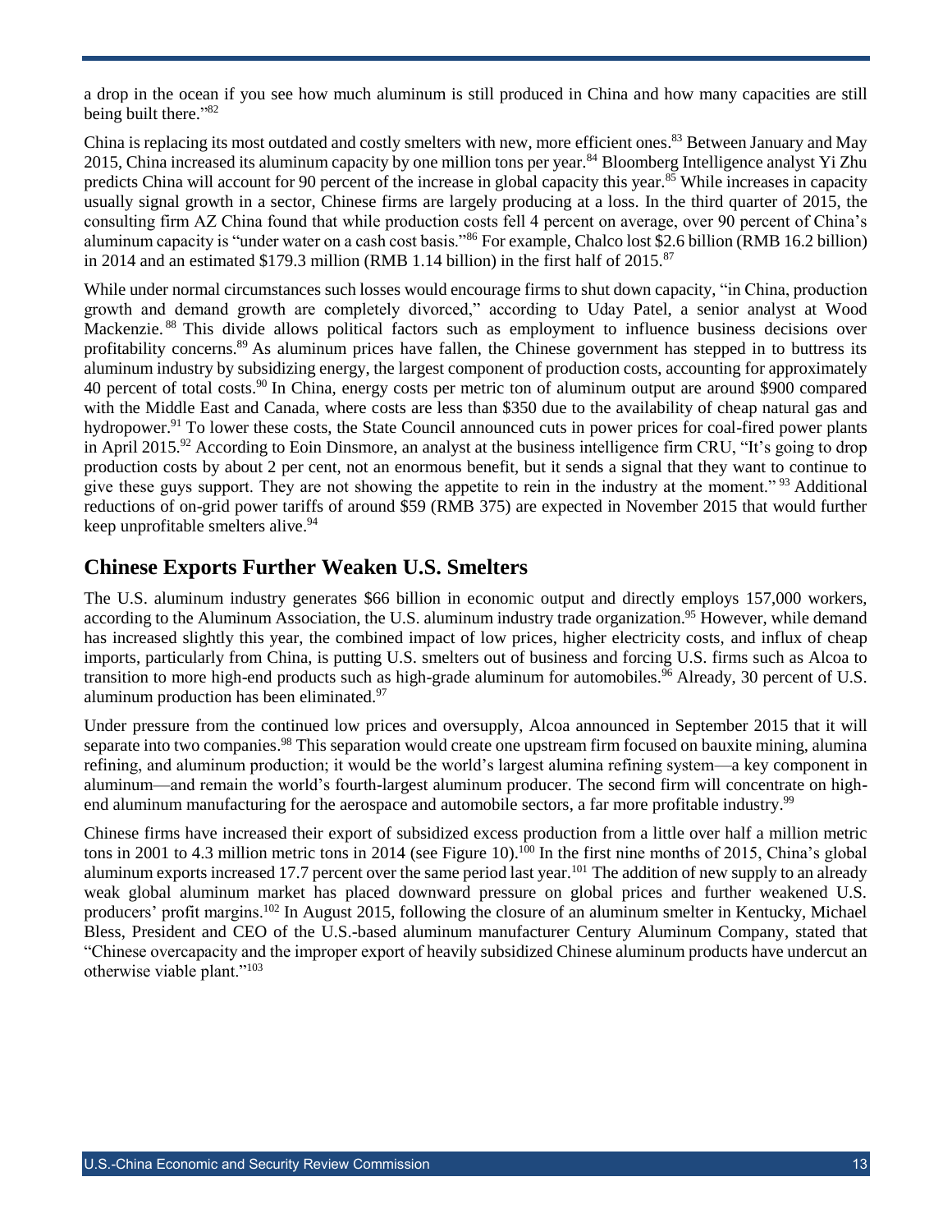a drop in the ocean if you see how much aluminum is still produced in China and how many capacities are still being built there."[82]

China is replacing its most outdated and costly smelters with new, more efficient ones.[83] Between January and May 2015, China increased its aluminum capacity by one million tons per year.[84] Bloomberg Intelligence analyst Yi Zhu predicts China will account for 90 percent of the increase in global capacity this year.[85] While increases in capacity usually signal growth in a sector, Chinese firms are largely producing at a loss. In the third quarter of 2015, the consulting firm AZ China found that while production costs fell 4 percent on average, over 90 percent of China's aluminum capacity is "under water on a cash cost basis."[86] For example, Chalco lost $2.6 billion (RMB 16.2 billion) in 2014 and an estimated $179.3 million (RMB 1.14 billion) in the first half of 2015.[87]

While under normal circumstances such losses would encourage firms to shut down capacity, "in China, production growth and demand growth are completely divorced," according to Uday Patel, a senior analyst at Wood Mackenzie.[88] This divide allows political factors such as employment to influence business decisions over profitability concerns.[89] As aluminum prices have fallen, the Chinese government has stepped in to buttress its aluminum industry by subsidizing energy, the largest component of production costs, accounting for approximately 40 percent of total costs.[90] In China, energy costs per metric ton of aluminum output are around $900 compared with the Middle East and Canada, where costs are less than $350 due to the availability of cheap natural gas and hydropower.[91] To lower these costs, the State Council announced cuts in power prices for coal-fired power plants in April 2015.[92] According to Eoin Dinsmore, an analyst at the business intelligence firm CRU, "It's going to drop production costs by about 2 per cent, not an enormous benefit, but it sends a signal that they want to continue to give these guys support. They are not showing the appetite to rein in the industry at the moment."[93] Additional reductions of on-grid power tariffs of around $59 (RMB 375) are expected in November 2015 that would further keep unprofitable smelters alive.[94]

## Chinese Exports Further Weaken U.S. Smelters

The U.S. aluminum industry generates $66 billion in economic output and directly employs 157,000 workers, according to the Aluminum Association, the U.S. aluminum industry trade organization.[95] However, while demand has increased slightly this year, the combined impact of low prices, higher electricity costs, and influx of cheap imports, particularly from China, is putting U.S. smelters out of business and forcing U.S. firms such as Alcoa to transition to more high-end products such as high-grade aluminum for automobiles.[96] Already, 30 percent of U.S. aluminum production has been eliminated.[97]

Under pressure from the continued low prices and oversupply, Alcoa announced in September 2015 that it will separate into two companies.[98] This separation would create one upstream firm focused on bauxite mining, alumina refining, and aluminum production; it would be the world's largest alumina refining system—a key component in aluminum—and remain the world's fourth-largest aluminum producer. The second firm will concentrate on high-end aluminum manufacturing for the aerospace and automobile sectors, a far more profitable industry.[99]

Chinese firms have increased their export of subsidized excess production from a little over half a million metric tons in 2001 to 4.3 million metric tons in 2014 (see Figure 10).[100] In the first nine months of 2015, China's global aluminum exports increased 17.7 percent over the same period last year.[101] The addition of new supply to an already weak global aluminum market has placed downward pressure on global prices and further weakened U.S. producers' profit margins.[102] In August 2015, following the closure of an aluminum smelter in Kentucky, Michael Bless, President and CEO of the U.S.-based aluminum manufacturer Century Aluminum Company, stated that "Chinese overcapacity and the improper export of heavily subsidized Chinese aluminum products have undercut an otherwise viable plant."[103]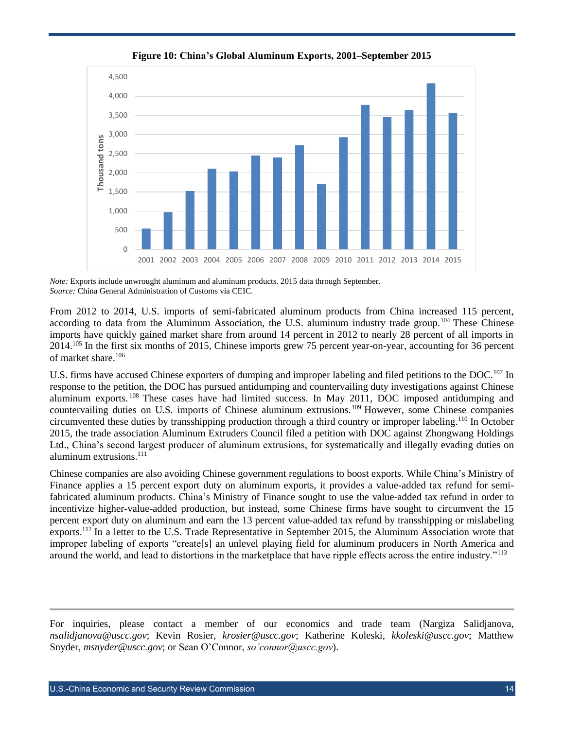**Figure 10: China's Global Aluminum Exports, 2001–September 2015**

*Note:* Exports include unwrought aluminum and aluminum products. 2015 data through September.
*Source:* China General Administration of Customs via CEIC.

From 2012 to 2014, U.S. imports of semi-fabricated aluminum products from China increased 115 percent, according to data from the Aluminum Association, the U.S. aluminum industry trade group.[104] These Chinese imports have quickly gained market share from around 14 percent in 2012 to nearly 28 percent of all imports in 2014.[105] In the first six months of 2015, Chinese imports grew 75 percent year-on-year, accounting for 36 percent of market share.[106]

U.S. firms have accused Chinese exporters of dumping and improper labeling and filed petitions to the DOC.[107] In response to the petition, the DOC has pursued antidumping and countervailing duty investigations against Chinese aluminum exports.[108] These cases have had limited success. In May 2011, DOC imposed antidumping and countervailing duties on U.S. imports of Chinese aluminum extrusions.[109] However, some Chinese companies circumvented these duties by transshipping production through a third country or improper labeling.[110] In October 2015, the trade association Aluminum Extruders Council filed a petition with DOC against Zhongwang Holdings Ltd., China's second largest producer of aluminum extrusions, for systematically and illegally evading duties on aluminum extrusions.[111]

Chinese companies are also avoiding Chinese government regulations to boost exports. While China's Ministry of Finance applies a 15 percent export duty on aluminum exports, it provides a value-added tax refund for semi-fabricated aluminum products. China's Ministry of Finance sought to use the value-added tax refund in order to incentivize higher-value-added production, but instead, some Chinese firms have sought to circumvent the 15 percent export duty on aluminum and earn the 13 percent value-added tax refund by transshipping or mislabeling exports.[112] In a letter to the U.S. Trade Representative in September 2015, the Aluminum Association wrote that improper labeling of exports "create[s] an unlevel playing field for aluminum producers in North America and around the world, and lead to distortions in the marketplace that have ripple effects across the entire industry."[113]

---

For inquiries, please contact a member of our economics and trade team (Nargiza Salidjanova, *nsalidjanova@uscc.gov*; Kevin Rosier, *krosier@uscc.gov*; Katherine Koleski, *kkoleski@uscc.gov*; Matthew Snyder, *msnyder@uscc.gov*; or Sean O'Connor, *so'connor@uscc.gov*).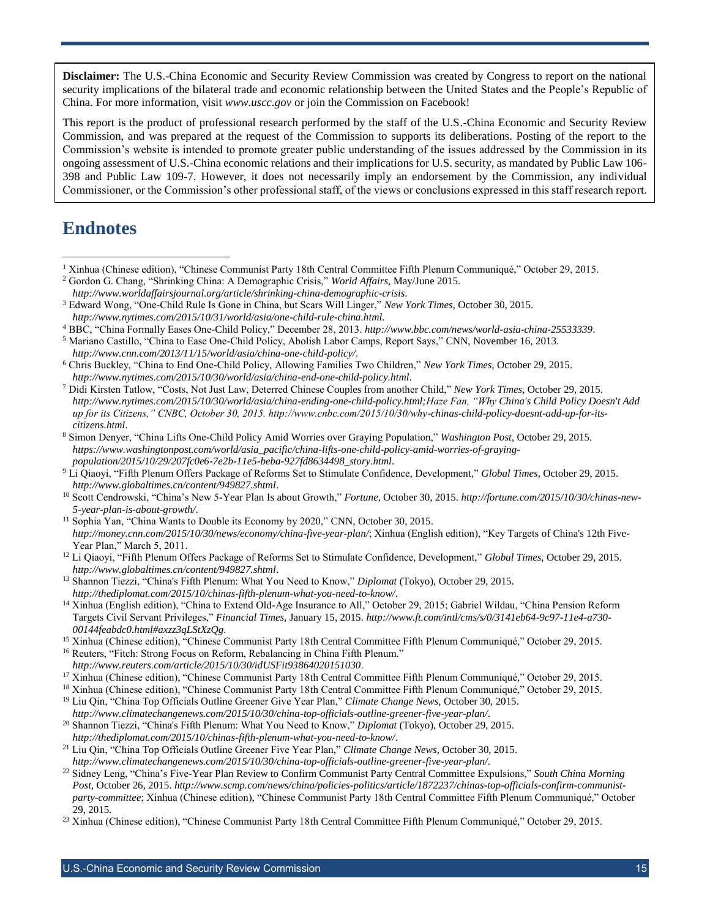**Disclaimer:** The U.S.-China Economic and Security Review Commission was created by Congress to report on the national security implications of the bilateral trade and economic relationship between the United States and the People's Republic of China. For more information, visit *www.uscc.gov* or join the Commission on Facebook!

This report is the product of professional research performed by the staff of the U.S.-China Economic and Security Review Commission, and was prepared at the request of the Commission to supports its deliberations. Posting of the report to the Commission's website is intended to promote greater public understanding of the issues addressed by the Commission in its ongoing assessment of U.S.-China economic relations and their implications for U.S. security, as mandated by Public Law 106-398 and Public Law 109-7. However, it does not necessarily imply an endorsement by the Commission, any individual Commissioner, or the Commission's other professional staff, of the views or conclusions expressed in this staff research report.

## Endnotes

[1] Xinhua (Chinese edition), "Chinese Communist Party 18th Central Committee Fifth Plenum Communiqué," October 29, 2015.

[2] Gordon G. Chang, "Shrinking China: A Demographic Crisis," *World Affairs*, May/June 2015. *http://www.worldaffairsjournal.org/article/shrinking-china-demographic-crisis.*

[3] Edward Wong, "One-Child Rule Is Gone in China, but Scars Will Linger," *New York Times*, October 30, 2015. *http://www.nytimes.com/2015/10/31/world/asia/one-child-rule-china.html.*

[4] BBC, "China Formally Eases One-Child Policy," December 28, 2013. *http://www.bbc.com/news/world-asia-china-25533339*.

[5] Mariano Castillo, "China to Ease One-Child Policy, Abolish Labor Camps, Report Says," CNN, November 16, 2013. *http://www.cnn.com/2013/11/15/world/asia/china-one-child-policy/*.

[6] Chris Buckley, "China to End One-Child Policy, Allowing Families Two Children," *New York Times*, October 29, 2015. *http://www.nytimes.com/2015/10/30/world/asia/china-end-one-child-policy.html*.

[7] Didi Kirsten Tatlow, "Costs, Not Just Law, Deterred Chinese Couples from another Child," *New York Times*, October 29, 2015. *http://www.nytimes.com/2015/10/30/world/asia/china-ending-one-child-policy.html;Haze Fan, "Why China's Child Policy Doesn't Add up for its Citizens," CNBC, October 30, 2015. http://www.cnbc.com/2015/10/30/why-chinas-child-policy-doesnt-add-up-for-its-citizens.html*.

[8] Simon Denyer, "China Lifts One-Child Policy Amid Worries over Graying Population," *Washington Post*, October 29, 2015. *https://www.washingtonpost.com/world/asia_pacific/china-lifts-one-child-policy-amid-worries-of-graying-population/2015/10/29/207fc0e6-7e2b-11e5-beba-927fd8634498_story.html*.

[9] Li Qiaoyi, "Fifth Plenum Offers Package of Reforms Set to Stimulate Confidence, Development," *Global Times*, October 29, 2015. *http://www.globaltimes.cn/content/949827.shtml*.

[10] Scott Cendrowski, "China's New 5-Year Plan Is about Growth," *Fortune*, October 30, 2015. *http://fortune.com/2015/10/30/chinas-new-5-year-plan-is-about-growth/*.

[11] Sophia Yan, "China Wants to Double its Economy by 2020," CNN, October 30, 2015. *http://money.cnn.com/2015/10/30/news/economy/china-five-year-plan/*; Xinhua (English edition), "Key Targets of China's 12th Five-Year Plan," March 5, 2011.

[12] Li Qiaoyi, "Fifth Plenum Offers Package of Reforms Set to Stimulate Confidence, Development," *Global Times*, October 29, 2015. *http://www.globaltimes.cn/content/949827.shtml*.

[13] Shannon Tiezzi, "China's Fifth Plenum: What You Need to Know," *Diplomat* (Tokyo), October 29, 2015. *http://thediplomat.com/2015/10/chinas-fifth-plenum-what-you-need-to-know/*.

[14] Xinhua (English edition), "China to Extend Old-Age Insurance to All," October 29, 2015; Gabriel Wildau, "China Pension Reform Targets Civil Servant Privileges," *Financial Times*, January 15, 2015. *http://www.ft.com/intl/cms/s/0/3141eb64-9c97-11e4-a730-00144feabdc0.html#axzz3qLStXzQg*.

[15] Xinhua (Chinese edition), "Chinese Communist Party 18th Central Committee Fifth Plenum Communiqué," October 29, 2015.

[16] Reuters, "Fitch: Strong Focus on Reform, Rebalancing in China Fifth Plenum." *http://www.reuters.com/article/2015/10/30/idUSFit93864020151030*.

[17] Xinhua (Chinese edition), "Chinese Communist Party 18th Central Committee Fifth Plenum Communiqué," October 29, 2015.

[18] Xinhua (Chinese edition), "Chinese Communist Party 18th Central Committee Fifth Plenum Communiqué," October 29, 2015.

[19] Liu Qin, "China Top Officials Outline Greener Give Year Plan," *Climate Change News*, October 30, 2015. *http://www.climatechangenews.com/2015/10/30/china-top-officials-outline-greener-five-year-plan/*.

[20] Shannon Tiezzi, "China's Fifth Plenum: What You Need to Know," *Diplomat* (Tokyo), October 29, 2015. *http://thediplomat.com/2015/10/chinas-fifth-plenum-what-you-need-to-know/*.

[21] Liu Qin, "China Top Officials Outline Greener Five Year Plan," *Climate Change News*, October 30, 2015. *http://www.climatechangenews.com/2015/10/30/china-top-officials-outline-greener-five-year-plan/*.

[22] Sidney Leng, "China's Five-Year Plan Review to Confirm Communist Party Central Committee Expulsions," *South China Morning Post*, October 26, 2015. *http://www.scmp.com/news/china/policies-politics/article/1872237/chinas-top-officials-confirm-communist-party-committee*; Xinhua (Chinese edition), "Chinese Communist Party 18th Central Committee Fifth Plenum Communiqué," October 29, 2015.

[23] Xinhua (Chinese edition), "Chinese Communist Party 18th Central Committee Fifth Plenum Communiqué," October 29, 2015.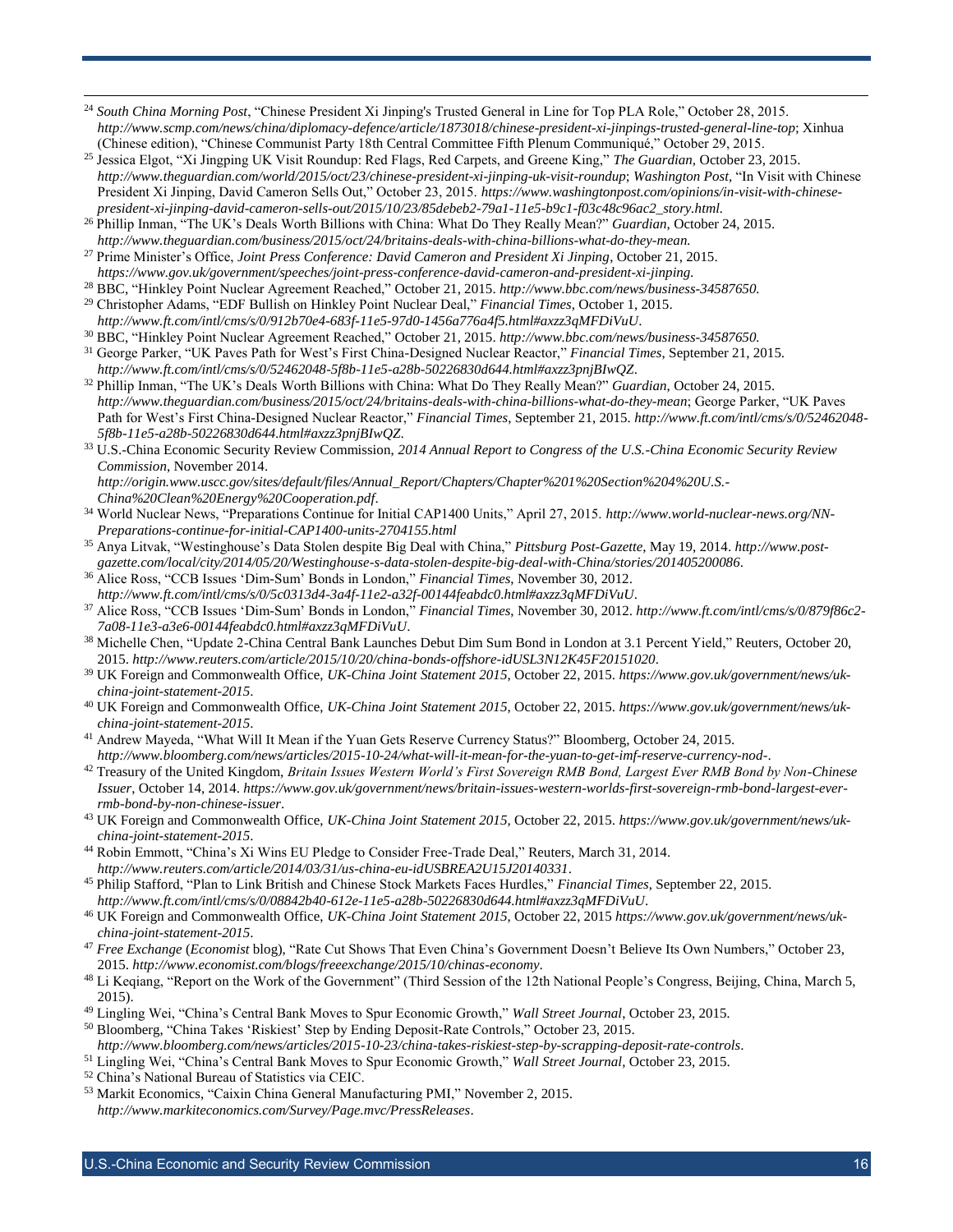[24] *South China Morning Post*, "Chinese President Xi Jinping's Trusted General in Line for Top PLA Role," October 28, 2015. *http://www.scmp.com/news/china/diplomacy-defence/article/1873018/chinese-president-xi-jinpings-trusted-general-line-top*; Xinhua (Chinese edition), "Chinese Communist Party 18th Central Committee Fifth Plenum Communiqué," October 29, 2015.

[25] Jessica Elgot, "Xi Jingping UK Visit Roundup: Red Flags, Red Carpets, and Greene King," *The Guardian*, October 23, 2015. *http://www.theguardian.com/world/2015/oct/23/chinese-president-xi-jinping-uk-visit-roundup*; *Washington Post*, "In Visit with Chinese President Xi Jinping, David Cameron Sells Out," October 23, 2015. *https://www.washingtonpost.com/opinions/in-visit-with-chinese-president-xi-jinping-david-cameron-sells-out/2015/10/23/85debeb2-79a1-11e5-b9c1-f03c48c96ac2_story.html.*

[26] Phillip Inman, "The UK's Deals Worth Billions with China: What Do They Really Mean?" *Guardian*, October 24, 2015. *http://www.theguardian.com/business/2015/oct/24/britains-deals-with-china-billions-what-do-they-mean.*

[27] Prime Minister's Office, *Joint Press Conference: David Cameron and President Xi Jinping*, October 21, 2015. *https://www.gov.uk/government/speeches/joint-press-conference-david-cameron-and-president-xi-jinping.*

[28] BBC, "Hinkley Point Nuclear Agreement Reached," October 21, 2015. *http://www.bbc.com/news/business-34587650.*

[29] Christopher Adams, "EDF Bullish on Hinkley Point Nuclear Deal," *Financial Times*, October 1, 2015. *http://www.ft.com/intl/cms/s/0/912b70e4-683f-11e5-97d0-1456a776a4f5.html#axzz3qMFDiVuU*.

[30] BBC, "Hinkley Point Nuclear Agreement Reached," October 21, 2015. *http://www.bbc.com/news/business-34587650.*

[31] George Parker, "UK Paves Path for West's First China-Designed Nuclear Reactor," *Financial Times*, September 21, 2015. *http://www.ft.com/intl/cms/s/0/52462048-5f8b-11e5-a28b-50226830d644.html#axzz3pnjBIwQZ*.

[32] Phillip Inman, "The UK's Deals Worth Billions with China: What Do They Really Mean?" *Guardian*, October 24, 2015. *http://www.theguardian.com/business/2015/oct/24/britains-deals-with-china-billions-what-do-they-mean*; George Parker, "UK Paves Path for West's First China-Designed Nuclear Reactor," *Financial Times*, September 21, 2015. *http://www.ft.com/intl/cms/s/0/52462048-5f8b-11e5-a28b-50226830d644.html#axzz3pnjBIwQZ*.

[33] U.S.-China Economic Security Review Commission, *2014 Annual Report to Congress of the U.S.-China Economic Security Review Commission*, November 2014. *http://origin.www.uscc.gov/sites/default/files/Annual_Report/Chapters/Chapter%201%20Section%204%20U.S.-China%20Clean%20Energy%20Cooperation.pdf*.

[34] World Nuclear News, "Preparations Continue for Initial CAP1400 Units," April 27, 2015. *http://www.world-nuclear-news.org/NN-Preparations-continue-for-initial-CAP1400-units-2704155.html*

[35] Anya Litvak, "Westinghouse's Data Stolen despite Big Deal with China," *Pittsburg Post-Gazette*, May 19, 2014. *http://www.post-gazette.com/local/city/2014/05/20/Westinghouse-s-data-stolen-despite-big-deal-with-China/stories/201405200086*.

[36] Alice Ross, "CCB Issues 'Dim-Sum' Bonds in London," *Financial Times*, November 30, 2012. *http://www.ft.com/intl/cms/s/0/5c0313d4-3a4f-11e2-a32f-00144feabdc0.html#axzz3qMFDiVuU*.

[37] Alice Ross, "CCB Issues 'Dim-Sum' Bonds in London," *Financial Times*, November 30, 2012. *http://www.ft.com/intl/cms/s/0/879f86c2-7a08-11e3-a3e6-00144feabdc0.html#axzz3qMFDiVuU*.

[38] Michelle Chen, "Update 2-China Central Bank Launches Debut Dim Sum Bond in London at 3.1 Percent Yield," Reuters, October 20, 2015. *http://www.reuters.com/article/2015/10/20/china-bonds-offshore-idUSL3N12K45F20151020*.

[39] UK Foreign and Commonwealth Office, *UK-China Joint Statement 2015*, October 22, 2015. *https://www.gov.uk/government/news/uk-china-joint-statement-2015*.

[40] UK Foreign and Commonwealth Office, *UK-China Joint Statement 2015*, October 22, 2015. *https://www.gov.uk/government/news/uk-china-joint-statement-2015*.

[41] Andrew Mayeda, "What Will It Mean if the Yuan Gets Reserve Currency Status?" Bloomberg, October 24, 2015. *http://www.bloomberg.com/news/articles/2015-10-24/what-will-it-mean-for-the-yuan-to-get-imf-reserve-currency-nod-*.

[42] Treasury of the United Kingdom, *Britain Issues Western World's First Sovereign RMB Bond, Largest Ever RMB Bond by Non-Chinese Issuer*, October 14, 2014. *https://www.gov.uk/government/news/britain-issues-western-worlds-first-sovereign-rmb-bond-largest-ever-rmb-bond-by-non-chinese-issuer*.

[43] UK Foreign and Commonwealth Office, *UK-China Joint Statement 2015*, October 22, 2015. *https://www.gov.uk/government/news/uk-china-joint-statement-2015*.

[44] Robin Emmott, "China's Xi Wins EU Pledge to Consider Free-Trade Deal," Reuters, March 31, 2014. *http://www.reuters.com/article/2014/03/31/us-china-eu-idUSBREA2U15J20140331*.

[45] Philip Stafford, "Plan to Link British and Chinese Stock Markets Faces Hurdles," *Financial Times*, September 22, 2015. *http://www.ft.com/intl/cms/s/0/08842b40-612e-11e5-a28b-50226830d644.html#axzz3qMFDiVuU*.

[46] UK Foreign and Commonwealth Office, *UK-China Joint Statement 2015*, October 22, 2015 *https://www.gov.uk/government/news/uk-china-joint-statement-2015*.

[47] *Free Exchange* (*Economist* blog), "Rate Cut Shows That Even China's Government Doesn't Believe Its Own Numbers," October 23, 2015. *http://www.economist.com/blogs/freeexchange/2015/10/chinas-economy*.

[48] Li Keqiang, "Report on the Work of the Government" (Third Session of the 12th National People's Congress, Beijing, China, March 5, 2015).

[49] Lingling Wei, "China's Central Bank Moves to Spur Economic Growth," *Wall Street Journal*, October 23, 2015.

[50] Bloomberg, "China Takes 'Riskiest' Step by Ending Deposit-Rate Controls," October 23, 2015. *http://www.bloomberg.com/news/articles/2015-10-23/china-takes-riskiest-step-by-scrapping-deposit-rate-controls*.

[51] Lingling Wei, "China's Central Bank Moves to Spur Economic Growth," *Wall Street Journal*, October 23, 2015.

[52] China's National Bureau of Statistics via CEIC.

[53] Markit Economics, "Caixin China General Manufacturing PMI," November 2, 2015. *http://www.markiteconomics.com/Survey/Page.mvc/PressReleases*.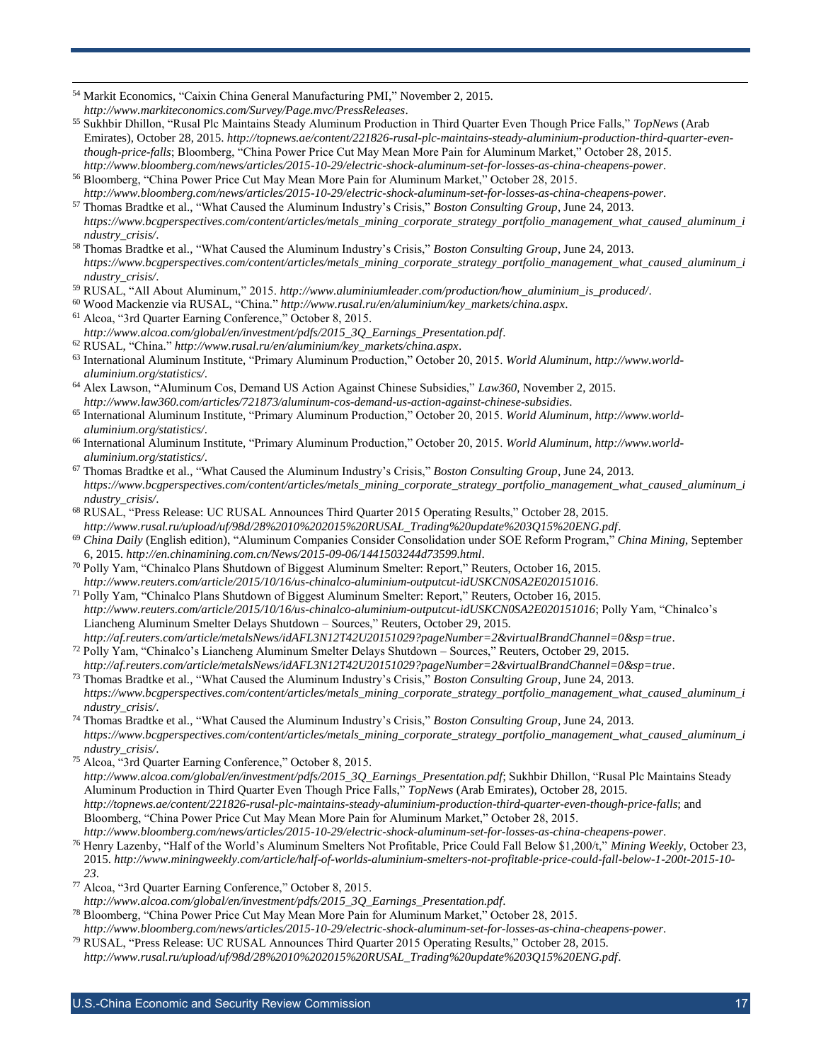[54] Markit Economics, "Caixin China General Manufacturing PMI," November 2, 2015. *http://www.markiteconomics.com/Survey/Page.mvc/PressReleases*.

[55] Sukhbir Dhillon, "Rusal Plc Maintains Steady Aluminum Production in Third Quarter Even Though Price Falls," *TopNews* (Arab Emirates), October 28, 2015. *http://topnews.ae/content/221826-rusal-plc-maintains-steady-aluminium-production-third-quarter-even-though-price-falls*; Bloomberg, "China Power Price Cut May Mean More Pain for Aluminum Market," October 28, 2015. *http://www.bloomberg.com/news/articles/2015-10-29/electric-shock-aluminum-set-for-losses-as-china-cheapens-power*.

[56] Bloomberg, "China Power Price Cut May Mean More Pain for Aluminum Market," October 28, 2015. *http://www.bloomberg.com/news/articles/2015-10-29/electric-shock-aluminum-set-for-losses-as-china-cheapens-power*.

[57] Thomas Bradtke et al., "What Caused the Aluminum Industry's Crisis," *Boston Consulting Group*, June 24, 2013. *https://www.bcgperspectives.com/content/articles/metals_mining_corporate_strategy_portfolio_management_what_caused_aluminum_industry_crisis/*.

[58] Thomas Bradtke et al., "What Caused the Aluminum Industry's Crisis," *Boston Consulting Group*, June 24, 2013. *https://www.bcgperspectives.com/content/articles/metals_mining_corporate_strategy_portfolio_management_what_caused_aluminum_industry_crisis/*.

[59] RUSAL, "All About Aluminum," 2015. *http://www.aluminiumleader.com/production/how_aluminium_is_produced/*.

[60] Wood Mackenzie via RUSAL, "China." *http://www.rusal.ru/en/aluminium/key_markets/china.aspx*.

[61] Alcoa, "3rd Quarter Earning Conference," October 8, 2015. *http://www.alcoa.com/global/en/investment/pdfs/2015_3Q_Earnings_Presentation.pdf*.

[62] RUSAL, "China." *http://www.rusal.ru/en/aluminium/key_markets/china.aspx*.

[63] International Aluminum Institute, "Primary Aluminum Production," October 20, 2015. *World Aluminum*, *http://www.world-aluminium.org/statistics/*.

[64] Alex Lawson, "Aluminum Cos, Demand US Action Against Chinese Subsidies," *Law360*, November 2, 2015. *http://www.law360.com/articles/721873/aluminum-cos-demand-us-action-against-chinese-subsidies*.

[65] International Aluminum Institute, "Primary Aluminum Production," October 20, 2015. *World Aluminum*, *http://www.world-aluminium.org/statistics/*.

[66] International Aluminum Institute, "Primary Aluminum Production," October 20, 2015. *World Aluminum*, *http://www.world-aluminium.org/statistics/*.

[67] Thomas Bradtke et al., "What Caused the Aluminum Industry's Crisis," *Boston Consulting Group*, June 24, 2013. *https://www.bcgperspectives.com/content/articles/metals_mining_corporate_strategy_portfolio_management_what_caused_aluminum_industry_crisis/*.

[68] RUSAL, "Press Release: UC RUSAL Announces Third Quarter 2015 Operating Results," October 28, 2015. *http://www.rusal.ru/upload/uf/98d/28%2010%202015%20RUSAL_Trading%20update%203Q15%20ENG.pdf*.

[69] *China Daily* (English edition), "Aluminum Companies Consider Consolidation under SOE Reform Program," *China Mining*, September 6, 2015. *http://en.chinamining.com.cn/News/2015-09-06/1441503244d73599.html*.

[70] Polly Yam, "Chinalco Plans Shutdown of Biggest Aluminum Smelter: Report," Reuters, October 16, 2015. *http://www.reuters.com/article/2015/10/16/us-chinalco-aluminium-outputcut-idUSKCN0SA2E020151016*.

[71] Polly Yam, "Chinalco Plans Shutdown of Biggest Aluminum Smelter: Report," Reuters, October 16, 2015. *http://www.reuters.com/article/2015/10/16/us-chinalco-aluminium-outputcut-idUSKCN0SA2E020151016*; Polly Yam, "Chinalco's Liancheng Aluminum Smelter Delays Shutdown – Sources," Reuters, October 29, 2015. *http://af.reuters.com/article/metalsNews/idAFL3N12T42U20151029?pageNumber=2&virtualBrandChannel=0&sp=true*.

[72] Polly Yam, "Chinalco's Liancheng Aluminum Smelter Delays Shutdown – Sources," Reuters, October 29, 2015. *http://af.reuters.com/article/metalsNews/idAFL3N12T42U20151029?pageNumber=2&virtualBrandChannel=0&sp=true*.

[73] Thomas Bradtke et al., "What Caused the Aluminum Industry's Crisis," *Boston Consulting Group*, June 24, 2013. *https://www.bcgperspectives.com/content/articles/metals_mining_corporate_strategy_portfolio_management_what_caused_aluminum_industry_crisis/*.

[74] Thomas Bradtke et al., "What Caused the Aluminum Industry's Crisis," *Boston Consulting Group*, June 24, 2013. *https://www.bcgperspectives.com/content/articles/metals_mining_corporate_strategy_portfolio_management_what_caused_aluminum_industry_crisis/*.

[75] Alcoa, "3rd Quarter Earning Conference," October 8, 2015. *http://www.alcoa.com/global/en/investment/pdfs/2015_3Q_Earnings_Presentation.pdf*; Sukhbir Dhillon, "Rusal Plc Maintains Steady Aluminum Production in Third Quarter Even Though Price Falls," *TopNews* (Arab Emirates), October 28, 2015. *http://topnews.ae/content/221826-rusal-plc-maintains-steady-aluminium-production-third-quarter-even-though-price-falls*; and Bloomberg, "China Power Price Cut May Mean More Pain for Aluminum Market," October 28, 2015. *http://www.bloomberg.com/news/articles/2015-10-29/electric-shock-aluminum-set-for-losses-as-china-cheapens-power*.

[76] Henry Lazenby, "Half of the World's Aluminum Smelters Not Profitable, Price Could Fall Below $1,200/t," *Mining Weekly*, October 23, 2015. *http://www.miningweekly.com/article/half-of-worlds-aluminium-smelters-not-profitable-price-could-fall-below-1-200t-2015-10-23*.

[77] Alcoa, "3rd Quarter Earning Conference," October 8, 2015. *http://www.alcoa.com/global/en/investment/pdfs/2015_3Q_Earnings_Presentation.pdf*.

[78] Bloomberg, "China Power Price Cut May Mean More Pain for Aluminum Market," October 28, 2015. *http://www.bloomberg.com/news/articles/2015-10-29/electric-shock-aluminum-set-for-losses-as-china-cheapens-power*.

[79] RUSAL, "Press Release: UC RUSAL Announces Third Quarter 2015 Operating Results," October 28, 2015. *http://www.rusal.ru/upload/uf/98d/28%2010%202015%20RUSAL_Trading%20update%203Q15%20ENG.pdf*.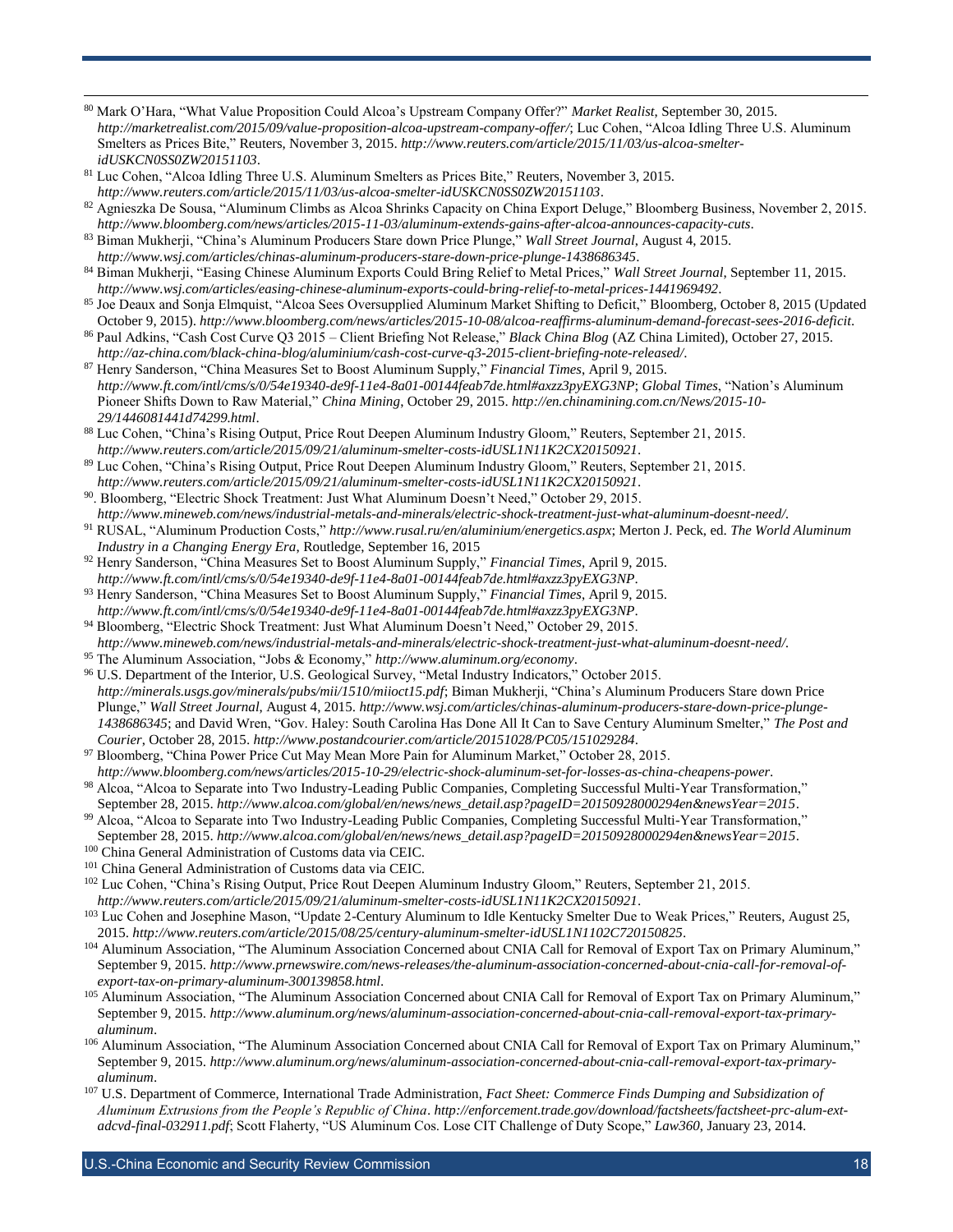[80] Mark O'Hara, "What Value Proposition Could Alcoa's Upstream Company Offer?" *Market Realist*, September 30, 2015. *http://marketrealist.com/2015/09/value-proposition-alcoa-upstream-company-offer/*; Luc Cohen, "Alcoa Idling Three U.S. Aluminum Smelters as Prices Bite," Reuters, November 3, 2015. *http://www.reuters.com/article/2015/11/03/us-alcoa-smelter-idUSKCN0SS0ZW20151103*.

[81] Luc Cohen, "Alcoa Idling Three U.S. Aluminum Smelters as Prices Bite," Reuters, November 3, 2015. *http://www.reuters.com/article/2015/11/03/us-alcoa-smelter-idUSKCN0SS0ZW20151103*.

[82] Agnieszka De Sousa, "Aluminum Climbs as Alcoa Shrinks Capacity on China Export Deluge," Bloomberg Business, November 2, 2015. *http://www.bloomberg.com/news/articles/2015-11-03/aluminum-extends-gains-after-alcoa-announces-capacity-cuts*.

[83] Biman Mukherji, "China's Aluminum Producers Stare down Price Plunge," *Wall Street Journal*, August 4, 2015. *http://www.wsj.com/articles/chinas-aluminum-producers-stare-down-price-plunge-1438686345*.

[84] Biman Mukherji, "Easing Chinese Aluminum Exports Could Bring Relief to Metal Prices," *Wall Street Journal*, September 11, 2015. *http://www.wsj.com/articles/easing-chinese-aluminum-exports-could-bring-relief-to-metal-prices-1441969492*.

[85] Joe Deaux and Sonja Elmquist, "Alcoa Sees Oversupplied Aluminum Market Shifting to Deficit," Bloomberg, October 8, 2015 (Updated October 9, 2015). *http://www.bloomberg.com/news/articles/2015-10-08/alcoa-reaffirms-aluminum-demand-forecast-sees-2016-deficit*.

[86] Paul Adkins, "Cash Cost Curve Q3 2015 – Client Briefing Not Release," *Black China Blog* (AZ China Limited), October 27, 2015. *http://az-china.com/black-china-blog/aluminium/cash-cost-curve-q3-2015-client-briefing-note-released/*.

[87] Henry Sanderson, "China Measures Set to Boost Aluminum Supply," *Financial Times*, April 9, 2015. *http://www.ft.com/intl/cms/s/0/54e19340-de9f-11e4-8a01-00144feab7de.html#axzz3pyEXG3NP*; *Global Times*, "Nation's Aluminum Pioneer Shifts Down to Raw Material," *China Mining*, October 29, 2015. *http://en.chinamining.com.cn/News/2015-10-29/1446081441d74299.html*.

[88] Luc Cohen, "China's Rising Output, Price Rout Deepen Aluminum Industry Gloom," Reuters, September 21, 2015. *http://www.reuters.com/article/2015/09/21/aluminum-smelter-costs-idUSL1N11K2CX20150921*.

[89] Luc Cohen, "China's Rising Output, Price Rout Deepen Aluminum Industry Gloom," Reuters, September 21, 2015. *http://www.reuters.com/article/2015/09/21/aluminum-smelter-costs-idUSL1N11K2CX20150921*.

[90]. Bloomberg, "Electric Shock Treatment: Just What Aluminum Doesn't Need," October 29, 2015. *http://www.mineweb.com/news/industrial-metals-and-minerals/electric-shock-treatment-just-what-aluminum-doesnt-need/*.

[91] RUSAL, "Aluminum Production Costs," *http://www.rusal.ru/en/aluminium/energetics.aspx*; Merton J. Peck, ed. *The World Aluminum Industry in a Changing Energy Era*, Routledge, September 16, 2015

[92] Henry Sanderson, "China Measures Set to Boost Aluminum Supply," *Financial Times*, April 9, 2015. *http://www.ft.com/intl/cms/s/0/54e19340-de9f-11e4-8a01-00144feab7de.html#axzz3pyEXG3NP*.

[93] Henry Sanderson, "China Measures Set to Boost Aluminum Supply," *Financial Times*, April 9, 2015. *http://www.ft.com/intl/cms/s/0/54e19340-de9f-11e4-8a01-00144feab7de.html#axzz3pyEXG3NP*.

[94] Bloomberg, "Electric Shock Treatment: Just What Aluminum Doesn't Need," October 29, 2015. *http://www.mineweb.com/news/industrial-metals-and-minerals/electric-shock-treatment-just-what-aluminum-doesnt-need/*.

[95] The Aluminum Association, "Jobs & Economy," *http://www.aluminum.org/economy*.

[96] U.S. Department of the Interior, U.S. Geological Survey, "Metal Industry Indicators," October 2015. *http://minerals.usgs.gov/minerals/pubs/mii/1510/miioct15.pdf*; Biman Mukherji, "China's Aluminum Producers Stare down Price Plunge," *Wall Street Journal*, August 4, 2015. *http://www.wsj.com/articles/chinas-aluminum-producers-stare-down-price-plunge-1438686345*; and David Wren, "Gov. Haley: South Carolina Has Done All It Can to Save Century Aluminum Smelter," *The Post and Courier*, October 28, 2015. *http://www.postandcourier.com/article/20151028/PC05/151029284*.

[97] Bloomberg, "China Power Price Cut May Mean More Pain for Aluminum Market," October 28, 2015. *http://www.bloomberg.com/news/articles/2015-10-29/electric-shock-aluminum-set-for-losses-as-china-cheapens-power*.

[98] Alcoa, "Alcoa to Separate into Two Industry-Leading Public Companies, Completing Successful Multi-Year Transformation," September 28, 2015. *http://www.alcoa.com/global/en/news/news_detail.asp?pageID=20150928000294en&newsYear=2015*.

[99] Alcoa, "Alcoa to Separate into Two Industry-Leading Public Companies, Completing Successful Multi-Year Transformation," September 28, 2015. *http://www.alcoa.com/global/en/news/news_detail.asp?pageID=20150928000294en&newsYear=2015*.

[100] China General Administration of Customs data via CEIC.

[101] China General Administration of Customs data via CEIC.

[102] Luc Cohen, "China's Rising Output, Price Rout Deepen Aluminum Industry Gloom," Reuters, September 21, 2015. *http://www.reuters.com/article/2015/09/21/aluminum-smelter-costs-idUSL1N11K2CX20150921*.

[103] Luc Cohen and Josephine Mason, "Update 2-Century Aluminum to Idle Kentucky Smelter Due to Weak Prices," Reuters, August 25, 2015. *http://www.reuters.com/article/2015/08/25/century-aluminum-smelter-idUSL1N1102C720150825*.

[104] Aluminum Association, "The Aluminum Association Concerned about CNIA Call for Removal of Export Tax on Primary Aluminum," September 9, 2015. *http://www.prnewswire.com/news-releases/the-aluminum-association-concerned-about-cnia-call-for-removal-of-export-tax-on-primary-aluminum-300139858.html*.

[105] Aluminum Association, "The Aluminum Association Concerned about CNIA Call for Removal of Export Tax on Primary Aluminum," September 9, 2015. *http://www.aluminum.org/news/aluminum-association-concerned-about-cnia-call-removal-export-tax-primary-aluminum*.

[106] Aluminum Association, "The Aluminum Association Concerned about CNIA Call for Removal of Export Tax on Primary Aluminum," September 9, 2015. *http://www.aluminum.org/news/aluminum-association-concerned-about-cnia-call-removal-export-tax-primary-aluminum*.

[107] U.S. Department of Commerce, International Trade Administration, *Fact Sheet: Commerce Finds Dumping and Subsidization of Aluminum Extrusions from the People's Republic of China*. *http://enforcement.trade.gov/download/factsheets/factsheet-prc-alum-ext-adcvd-final-032911.pdf*; Scott Flaherty, "US Aluminum Cos. Lose CIT Challenge of Duty Scope," *Law360*, January 23, 2014.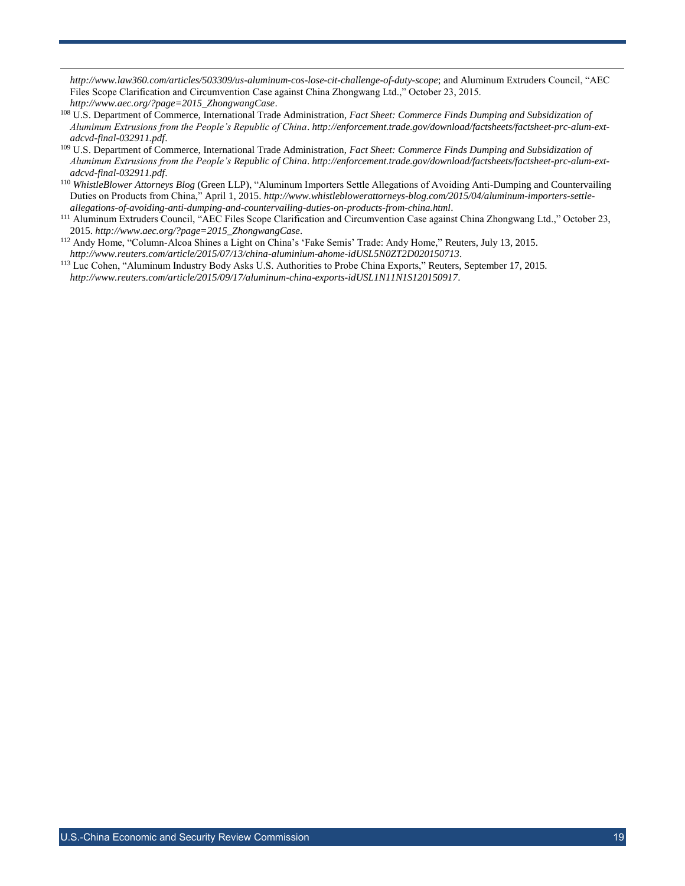*http://www.law360.com/articles/503309/us-aluminum-cos-lose-cit-challenge-of-duty-scope*; and Aluminum Extruders Council, "AEC Files Scope Clarification and Circumvention Case against China Zhongwang Ltd.," October 23, 2015. *http://www.aec.org/?page=2015_ZhongwangCase*.

[108] U.S. Department of Commerce, International Trade Administration, *Fact Sheet: Commerce Finds Dumping and Subsidization of Aluminum Extrusions from the People's Republic of China*. *http://enforcement.trade.gov/download/factsheets/factsheet-prc-alum-ext-adcvd-final-032911.pdf*.

[109] U.S. Department of Commerce, International Trade Administration, *Fact Sheet: Commerce Finds Dumping and Subsidization of Aluminum Extrusions from the People's Republic of China*. *http://enforcement.trade.gov/download/factsheets/factsheet-prc-alum-ext-adcvd-final-032911.pdf*.

[110] *WhistleBlower Attorneys Blog* (Green LLP), "Aluminum Importers Settle Allegations of Avoiding Anti-Dumping and Countervailing Duties on Products from China," April 1, 2015. *http://www.whistleblowerattorneys-blog.com/2015/04/aluminum-importers-settle-allegations-of-avoiding-anti-dumping-and-countervailing-duties-on-products-from-china.html*.

[111] Aluminum Extruders Council, "AEC Files Scope Clarification and Circumvention Case against China Zhongwang Ltd.," October 23, 2015. *http://www.aec.org/?page=2015_ZhongwangCase*.

[112] Andy Home, "Column-Alcoa Shines a Light on China's 'Fake Semis' Trade: Andy Home," Reuters, July 13, 2015. *http://www.reuters.com/article/2015/07/13/china-aluminium-ahome-idUSL5N0ZT2D020150713*.

[113] Luc Cohen, "Aluminum Industry Body Asks U.S. Authorities to Probe China Exports," Reuters, September 17, 2015. *http://www.reuters.com/article/2015/09/17/aluminum-china-exports-idUSL1N11N1S120150917*.